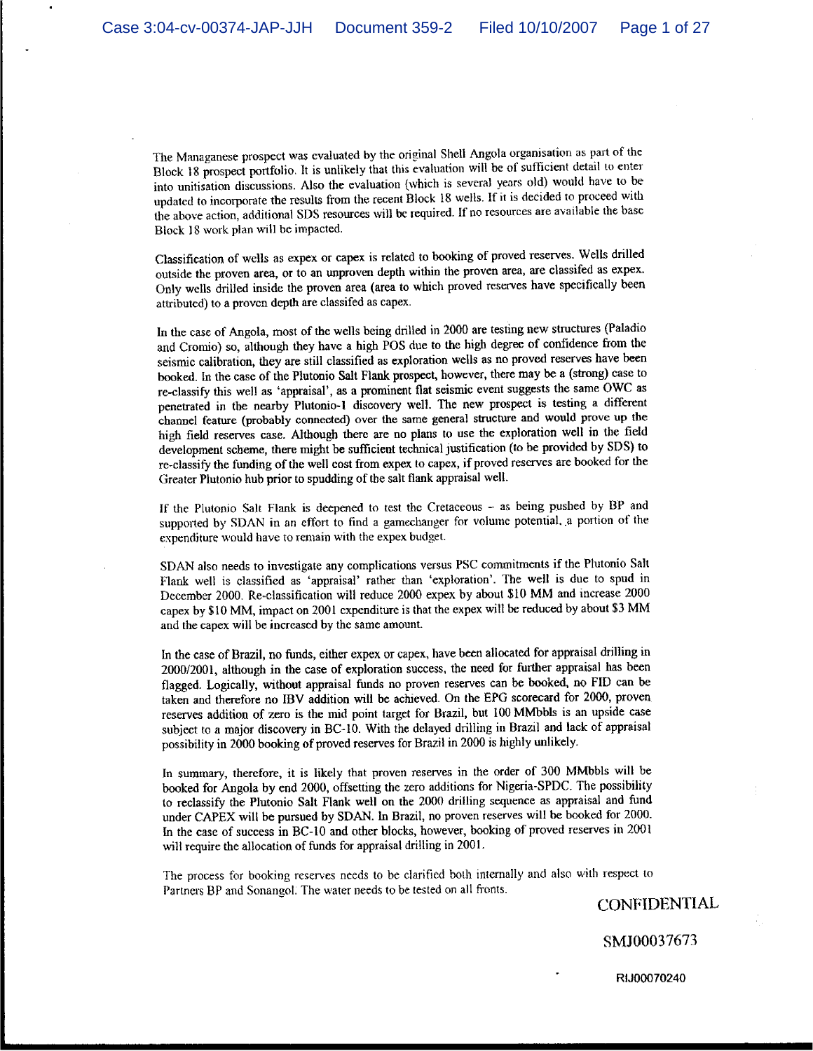The Managanese prospect was evaluated by the original Shell Angola organisation as part of the Block 18 prospect portfolio. It is unlikely that this evaluation will be of sufficient detail to enter into unitisation discussions. Also the evaluation (which is several years old) would have to be updated to incorporate the results from the recent Block 18 wells. If it is decided to proceed with the above action, additional SDS resources will be required. If no resources are available the base Block 18 work plan will be impacted.

Classification of wells as expex or capex is related to booking of proved reserves. Wells drilled outside the proven area, or to an unproven depth within the proven area, are classifed as expex. Only wells drilled inside the proven area (area to which proved reserves have specifically been attributed) to a proven depth are classifed as capex.

In the case of Angola, most of the wells being drilled in 2000 are testing new structures (Paladio and Cromio) so, although they have a high POS due to the high degree of confidence from the seismic calibration, they are still classified as exploration wells as no proved reserves have been booked. In the case of the Plutonio Salt Flank prospect, however, there may be a (strong) case to re-classify this well as 'appraisal', as a prominent flat seismic event suggests the same OWC as penetrated in the nearby Plutonio-1 discovery well. The new prospect is testing a different channel feature (probably connected) over the same general structure and would prove up the high field reserves case. Although there are no plans to use the exploration well in the field development scheme, there might be sufficient technical justification (to be provided by SDS) to re-classify the funding of the well cost from expex to capex, if proved reserves are booked for the Greater Plutonio hub prior to spudding of the salt flank appraisal well.

If the Plutonio Salt Flank is deepened to test the Cretaceous – as being pushed by BP and supported by SDAN in an effort to find a gamechanger for volume potential. a portion of the expenditure would have to remain with the expex budget.

SDAN also needs to investigate any complications versus PSC commitments if the Plutonio Salt Flank well is classified as 'appraisal' rather than 'exploration'. The well is due to spud in December 2000. Re-classification will reduce 2000 expex by about $10 MM and increase 2000 capex by $10 MM, impact on 2001 expenditure is that the expex will be reduced by about $3 MM and the capex will be increased by the same amount.

In the case of Brazil, no funds, either expex or capex, have been allocated for appraisal drilling in 2000/2001, although in the case of exploration success, the need for further appraisal has been flagged. Logically, without appraisal funds no proven reserves can be booked, no FID can be taken and therefore no IBV addition will be achieved. On the EPG scorecard for 2000, proven reserves addition of zero is the mid point target for Brazil, but 100 MMbbls is an upside case subject to a major discovery in BC-10. With the delayed drilling in Brazil and lack of appraisal possibility in 2000 booking of proved reserves for Brazil in 2000 is highly unlikely.

In summary, therefore, it is likely that proven reserves in the order of 300 MMbbls will be booked for Angola by end 2000, offsetting the zero additions for Nigeria-SPDC. The possibility to reclassify the Plutonio Salt Flank well on the 2000 drilling sequence as appraisal and fund under CAPEX will be pursued by SDAN. In Brazil, no proven reserves will be booked for 2000. In the case of success in BC-10 and other blocks, however, booking of proved reserves in 2001 will require the allocation of funds for appraisal drilling in 2001.

The process for booking reserves needs to be clarified both internally and also with respect to Partners BP and Sonangol. The water needs to be tested on all fronts.

CONFIDENTIAL

SMJ00037673

RIJ00070240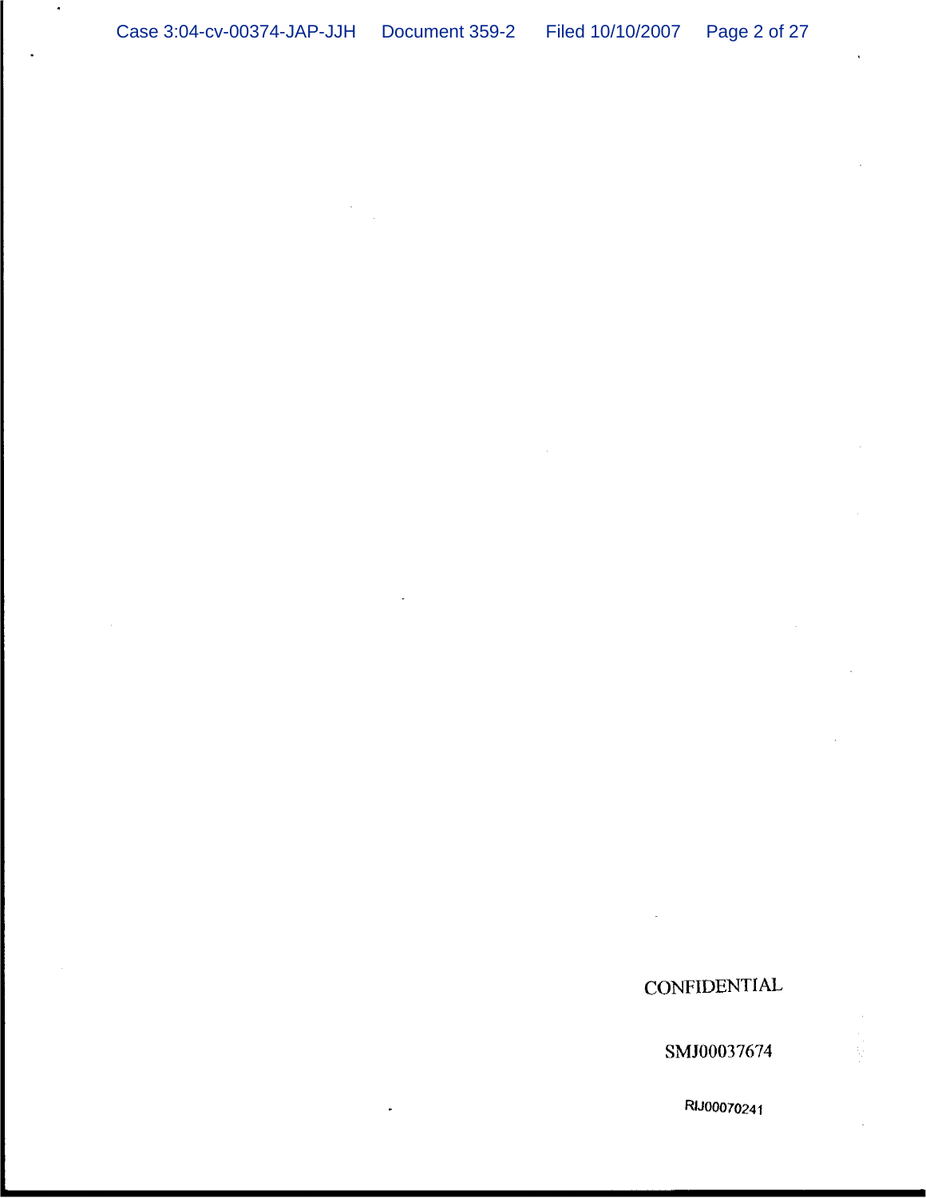CONFIDENTIAL

SMJ00037674

RIJ00070241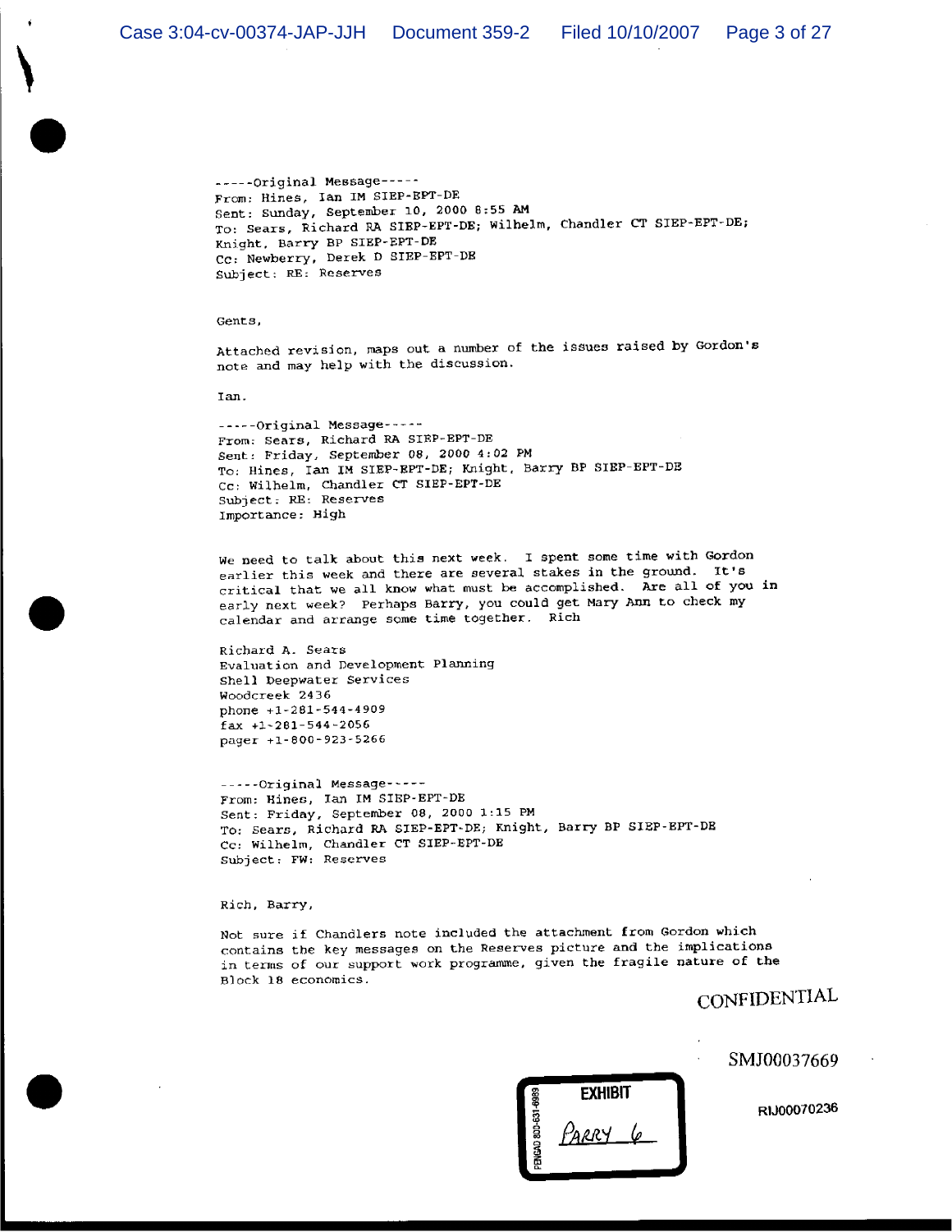-----Original Message-----
From: Hines, Ian IM SIEP-EPT-DE
Sent: Sunday, September 10, 2000 8:55 AM
To: Sears, Richard RA SIEP-EPT-DE; Wilhelm, Chandler CT SIEP-EPT-DE; Knight, Barry BP SIEP-EPT-DE
Cc: Newberry, Derek D SIEP-EPT-DE
Subject: RE: Reserves

Gents,

Attached revision, maps out a number of the issues raised by Gordon's note and may help with the discussion.

Ian.

-----Original Message-----
From: Sears, Richard RA SIEP-EPT-DE
Sent: Friday, September 08, 2000 4:02 PM
To: Hines, Ian IM SIEP-EPT-DE; Knight, Barry BP SIEP-EPT-DE
Cc: Wilhelm, Chandler CT SIEP-EPT-DE
Subject: RE: Reserves
Importance: High

We need to talk about this next week. I spent some time with Gordon earlier this week and there are several stakes in the ground. It's critical that we all know what must be accomplished. Are all of you in early next week? Perhaps Barry, you could get Mary Ann to check my calendar and arrange some time together. Rich

Richard A. Sears
Evaluation and Development Planning
Shell Deepwater Services
Woodcreek 2436
phone +1-281-544-4909
fax +1-281-544-2056
pager +1-800-923-5266

-----Original Message-----
From: Hines, Ian IM SIEP-EPT-DE
Sent: Friday, September 08, 2000 1:15 PM
To: Sears, Richard RA SIEP-EPT-DE; Knight, Barry BP SIEP-EPT-DE
Cc: Wilhelm, Chandler CT SIEP-EPT-DE
Subject: FW: Reserves

Rich, Barry,

Not sure if Chandlers note included the attachment from Gordon which contains the key messages on the Reserves picture and the implications in terms of our support work programme, given the fragile nature of the Block 18 economics.

CONFIDENTIAL

SMJ00037669

RIJ00070236

EXHIBIT
PARRY 6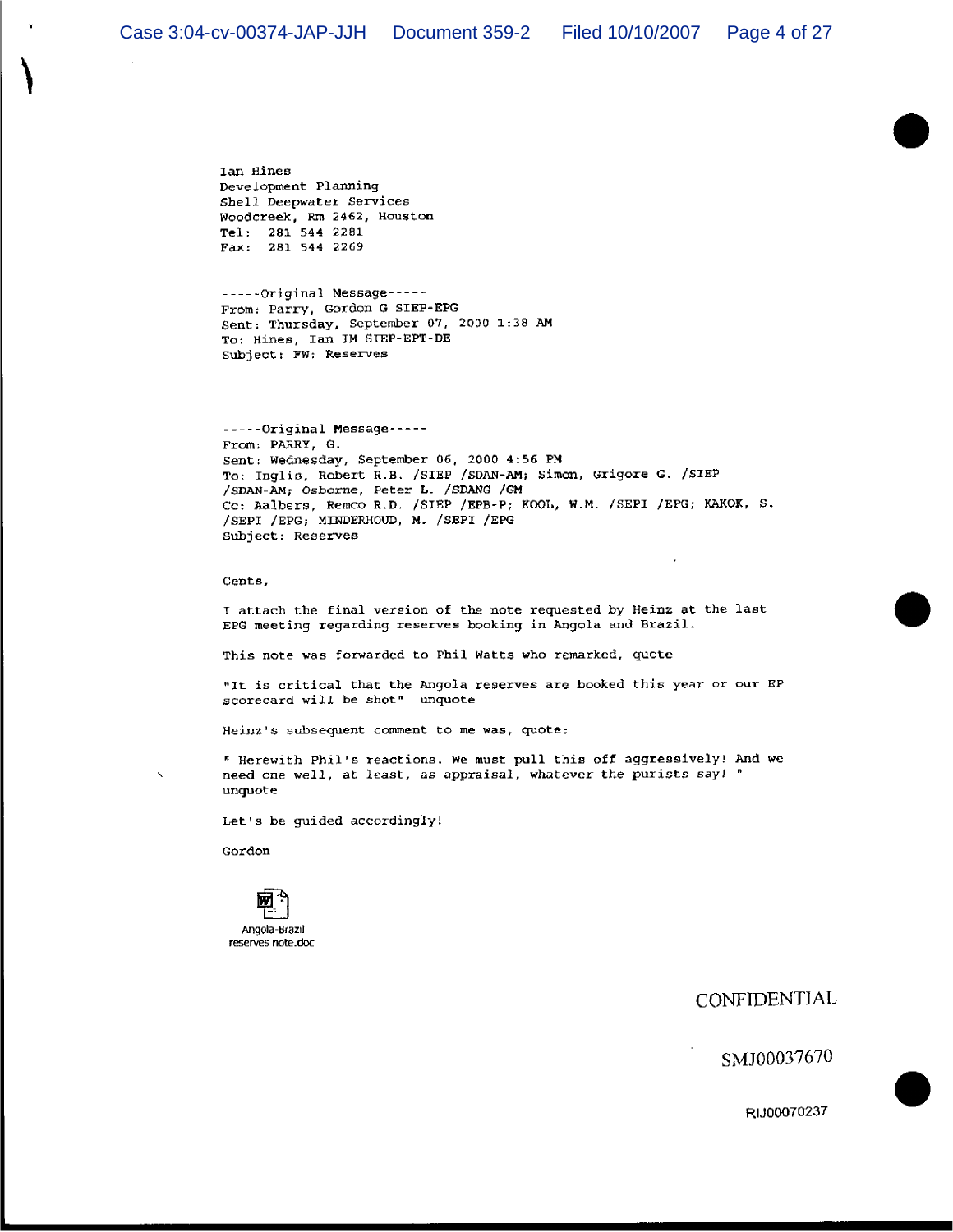Ian Hines
Development Planning
Shell Deepwater Services
Woodcreek, Rm 2462, Houston
Tel: 281 544 2281
Fax: 281 544 2269

-----Original Message-----
From: Parry, Gordon G SIEP-EPG
Sent: Thursday, September 07, 2000 1:38 AM
To: Hines, Ian IM SIEP-EPT-DE
Subject: FW: Reserves

-----Original Message-----
From: PARRY, G.
Sent: Wednesday, September 06, 2000 4:56 PM
To: Inglis, Robert R.B. /SIEP /SDAN-AM; Simon, Grigore G. /SIEP /SDAN-AM; Osborne, Peter L. /SDANG /GM
Cc: Aalbers, Remco R.D. /SIEP /EPB-P; KOOL, W.M. /SEPI /EPG; KAKOK, S. /SEPI /EPG; MINDERHOUD, M. /SEPI /EPG
Subject: Reserves

Gents,

I attach the final version of the note requested by Heinz at the last EPG meeting regarding reserves booking in Angola and Brazil.

This note was forwarded to Phil Watts who remarked, quote

"It is critical that the Angola reserves are booked this year or our EP scorecard will be shot" unquote

Heinz's subsequent comment to me was, quote:

" Herewith Phil's reactions. We must pull this off aggressively! And we need one well, at least, as appraisal, whatever the purists say! " unquote

Let's be guided accordingly!

Gordon

Angola-Brazil reserves note.doc

CONFIDENTIAL

SMJ00037670

RIJ00070237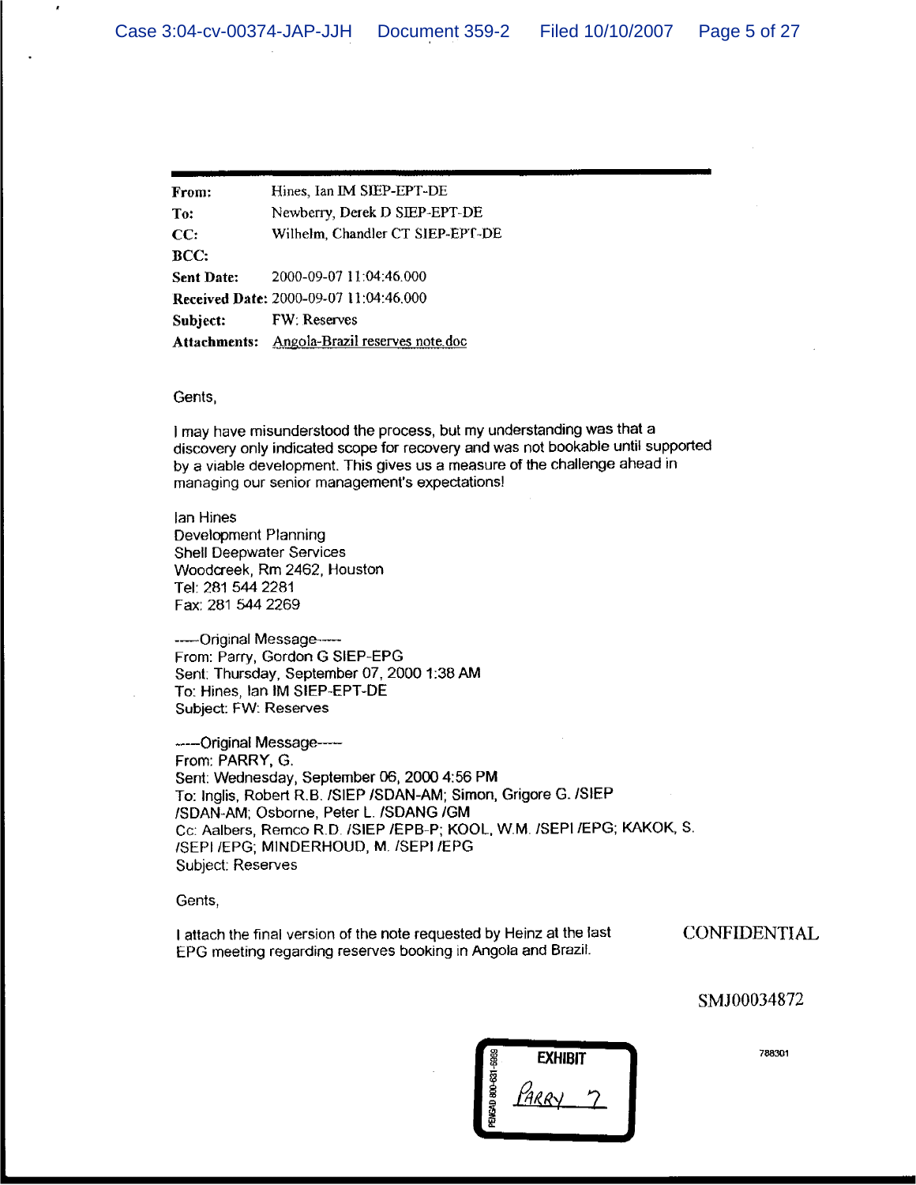| | |
|---|---|
| **From:** | Hines, Ian IM SIEP-EPT-DE |
| **To:** | Newberry, Derek D SIEP-EPT-DE |
| **CC:** | Wilhelm, Chandler CT SIEP-EPT-DE |
| **BCC:** | |
| **Sent Date:** | 2000-09-07 11:04:46.000 |
| **Received Date:** | 2000-09-07 11:04:46.000 |
| **Subject:** | FW: Reserves |
| **Attachments:** | Angola-Brazil reserves note.doc |

Gents,

I may have misunderstood the process, but my understanding was that a discovery only indicated scope for recovery and was not bookable until supported by a viable development. This gives us a measure of the challenge ahead in managing our senior management's expectations!

Ian Hines
Development Planning
Shell Deepwater Services
Woodcreek, Rm 2462, Houston
Tel: 281 544 2281
Fax: 281 544 2269

-----Original Message-----
From: Parry, Gordon G SIEP-EPG
Sent: Thursday, September 07, 2000 1:38 AM
To: Hines, Ian IM SIEP-EPT-DE
Subject: FW: Reserves

-----Original Message-----
From: PARRY, G.
Sent: Wednesday, September 06, 2000 4:56 PM
To: Inglis, Robert R.B. /SIEP /SDAN-AM; Simon, Grigore G. /SIEP /SDAN-AM; Osborne, Peter L. /SDANG /GM
Cc: Aalbers, Remco R.D. /SIEP /EPB-P; KOOL, W.M. /SEPI /EPG; KAKOK, S. /SEPI /EPG; MINDERHOUD, M. /SEPI /EPG
Subject: Reserves

Gents,

I attach the final version of the note requested by Heinz at the last EPG meeting regarding reserves booking in Angola and Brazil.

CONFIDENTIAL

SMJ00034872

EXHIBIT
PARRY 7

788301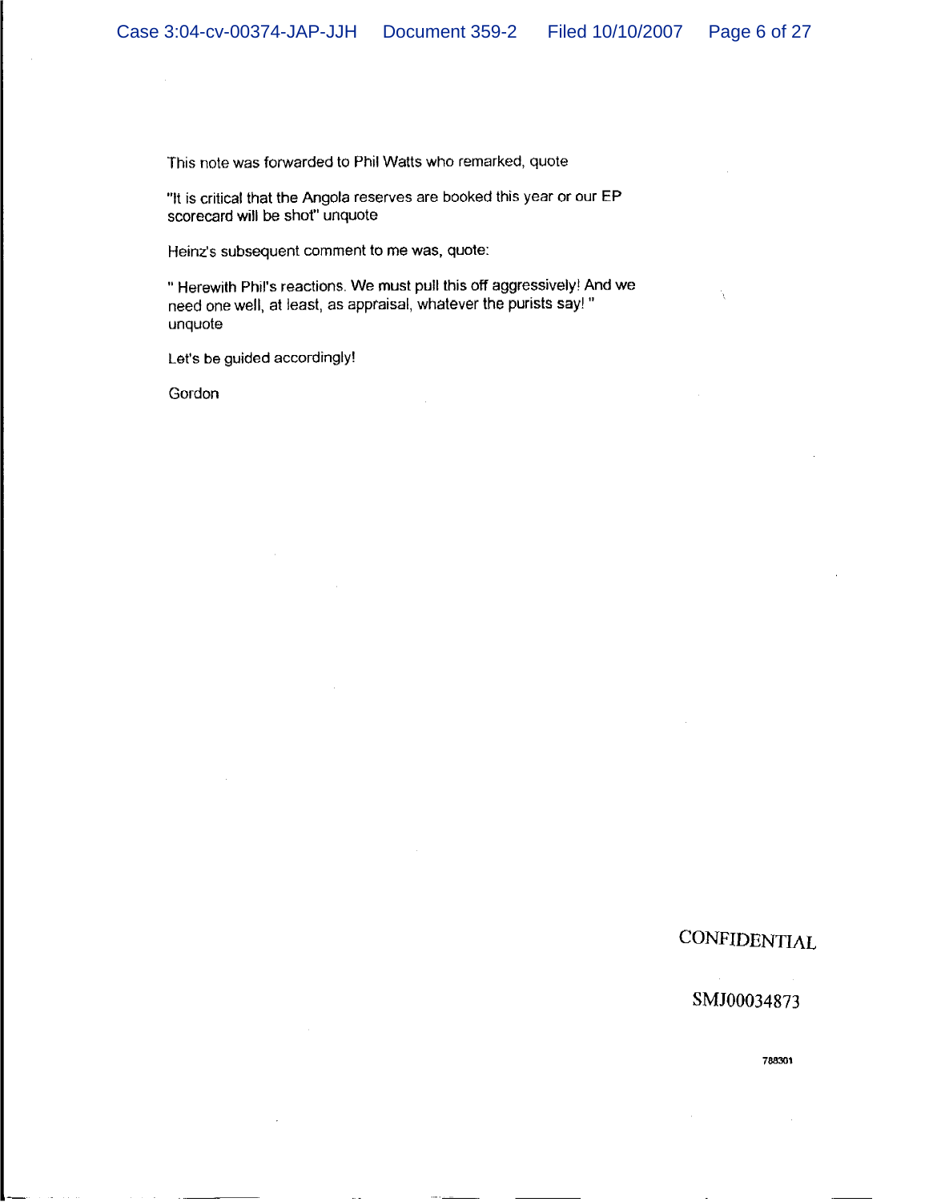This note was forwarded to Phil Watts who remarked, quote

"It is critical that the Angola reserves are booked this year or our EP scorecard will be shot" unquote

Heinz's subsequent comment to me was, quote:

" Herewith Phil's reactions. We must pull this off aggressively! And we need one well, at least, as appraisal, whatever the purists say! " unquote

Let's be guided accordingly!

Gordon

CONFIDENTIAL

SMJ00034873

788301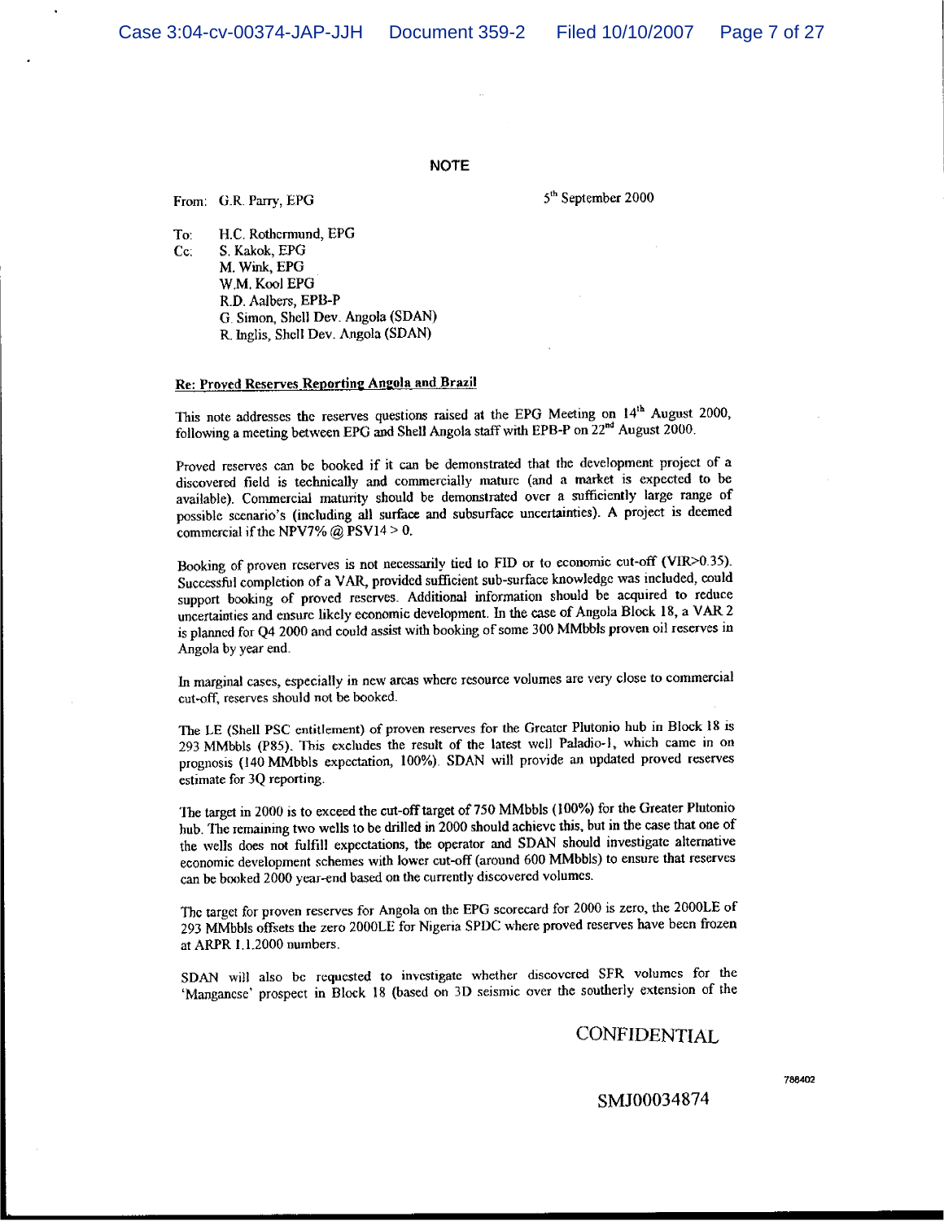**NOTE**

From: G.R. Parry, EPG

5th September 2000

To: H.C. Rothermund, EPG
Cc: S. Kakok, EPG
M. Wink, EPG
W.M. Kool EPG
R.D. Aalbers, EPB-P
G. Simon, Shell Dev. Angola (SDAN)
R. Inglis, Shell Dev. Angola (SDAN)

**Re: Proved Reserves Reporting Angola and Brazil**

This note addresses the reserves questions raised at the EPG Meeting on 14th August 2000, following a meeting between EPG and Shell Angola staff with EPB-P on 22nd August 2000.

Proved reserves can be booked if it can be demonstrated that the development project of a discovered field is technically and commercially mature (and a market is expected to be available). Commercial maturity should be demonstrated over a sufficiently large range of possible scenario's (including all surface and subsurface uncertainties). A project is deemed commercial if the NPV7% @ PSV14 > 0.

Booking of proven reserves is not necessarily tied to FID or to economic cut-off (VIR>0.35). Successful completion of a VAR, provided sufficient sub-surface knowledge was included, could support booking of proved reserves. Additional information should be acquired to reduce uncertainties and ensure likely economic development. In the case of Angola Block 18, a VAR 2 is planned for Q4 2000 and could assist with booking of some 300 MMbbls proven oil reserves in Angola by year end.

In marginal cases, especially in new areas where resource volumes are very close to commercial cut-off, reserves should not be booked.

The LE (Shell PSC entitlement) of proven reserves for the Greater Plutonio hub in Block 18 is 293 MMbbls (P85). This excludes the result of the latest well Paladio-1, which came in on prognosis (140 MMbbls expectation, 100%). SDAN will provide an updated proved reserves estimate for 3Q reporting.

The target in 2000 is to exceed the cut-off target of 750 MMbbls (100%) for the Greater Plutonio hub. The remaining two wells to be drilled in 2000 should achieve this, but in the case that one of the wells does not fulfill expectations, the operator and SDAN should investigate alternative economic development schemes with lower cut-off (around 600 MMbbls) to ensure that reserves can be booked 2000 year-end based on the currently discovered volumes.

The target for proven reserves for Angola on the EPG scorecard for 2000 is zero, the 2000LE of 293 MMbbls offsets the zero 2000LE for Nigeria SPDC where proved reserves have been frozen at ARPR 1.1.2000 numbers.

SDAN will also be requested to investigate whether discovered SFR volumes for the 'Manganese' prospect in Block 18 (based on 3D seismic over the southerly extension of the

CONFIDENTIAL

788402

SMJ00034874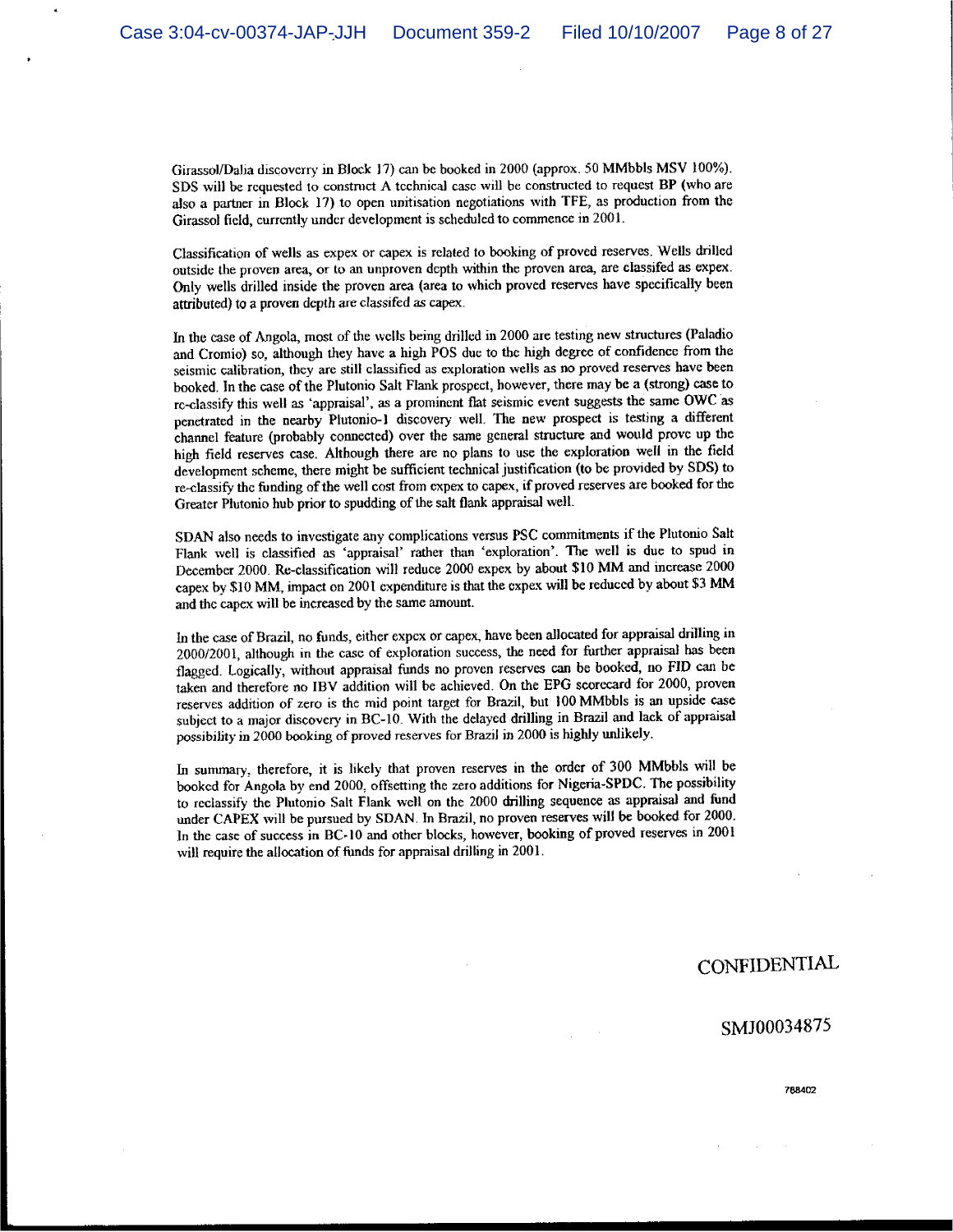Girassol/Dalia discoverry in Block 17) can be booked in 2000 (approx. 50 MMbbls MSV 100%). SDS will be requested to construct A technical case will be constructed to request BP (who are also a partner in Block 17) to open unitisation negotiations with TFE, as production from the Girassol field, currently under development is scheduled to commence in 2001.

Classification of wells as expex or capex is related to booking of proved reserves. Wells drilled outside the proven area, or to an unproven depth within the proven area, are classifed as expex. Only wells drilled inside the proven area (area to which proved reserves have specifically been attributed) to a proven depth are classifed as capex.

In the case of Angola, most of the wells being drilled in 2000 are testing new structures (Paladio and Cromio) so, although they have a high POS due to the high degree of confidence from the seismic calibration, they are still classified as exploration wells as no proved reserves have been booked. In the case of the Plutonio Salt Flank prospect, however, there may be a (strong) case to re-classify this well as 'appraisal', as a prominent flat seismic event suggests the same OWC as penetrated in the nearby Plutonio-1 discovery well. The new prospect is testing a different channel feature (probably connected) over the same general structure and would prove up the high field reserves case. Although there are no plans to use the exploration well in the field development scheme, there might be sufficient technical justification (to be provided by SDS) to re-classify the funding of the well cost from expex to capex, if proved reserves are booked for the Greater Plutonio hub prior to spudding of the salt flank appraisal well.

SDAN also needs to investigate any complications versus PSC commitments if the Plutonio Salt Flank well is classified as 'appraisal' rather than 'exploration'. The well is due to spud in December 2000. Re-classification will reduce 2000 expex by about $10 MM and increase 2000 capex by $10 MM, impact on 2001 expenditure is that the expex will be reduced by about $3 MM and the capex will be increased by the same amount.

In the case of Brazil, no funds, either expex or capex, have been allocated for appraisal drilling in 2000/2001, although in the case of exploration success, the need for further appraisal has been flagged. Logically, without appraisal funds no proven reserves can be booked, no FID can be taken and therefore no IBV addition will be achieved. On the EPG scorecard for 2000, proven reserves addition of zero is the mid point target for Brazil, but 100 MMbbls is an upside case subject to a major discovery in BC-10. With the delayed drilling in Brazil and lack of appraisal possibility in 2000 booking of proved reserves for Brazil in 2000 is highly unlikely.

In summary, therefore, it is likely that proven reserves in the order of 300 MMbbls will be booked for Angola by end 2000, offsetting the zero additions for Nigeria-SPDC. The possibility to reclassify the Plutonio Salt Flank well on the 2000 drilling sequence as appraisal and fund under CAPEX will be pursued by SDAN. In Brazil, no proven reserves will be booked for 2000. In the case of success in BC-10 and other blocks, however, booking of proved reserves in 2001 will require the allocation of funds for appraisal drilling in 2001.

CONFIDENTIAL

SMJ00034875

788402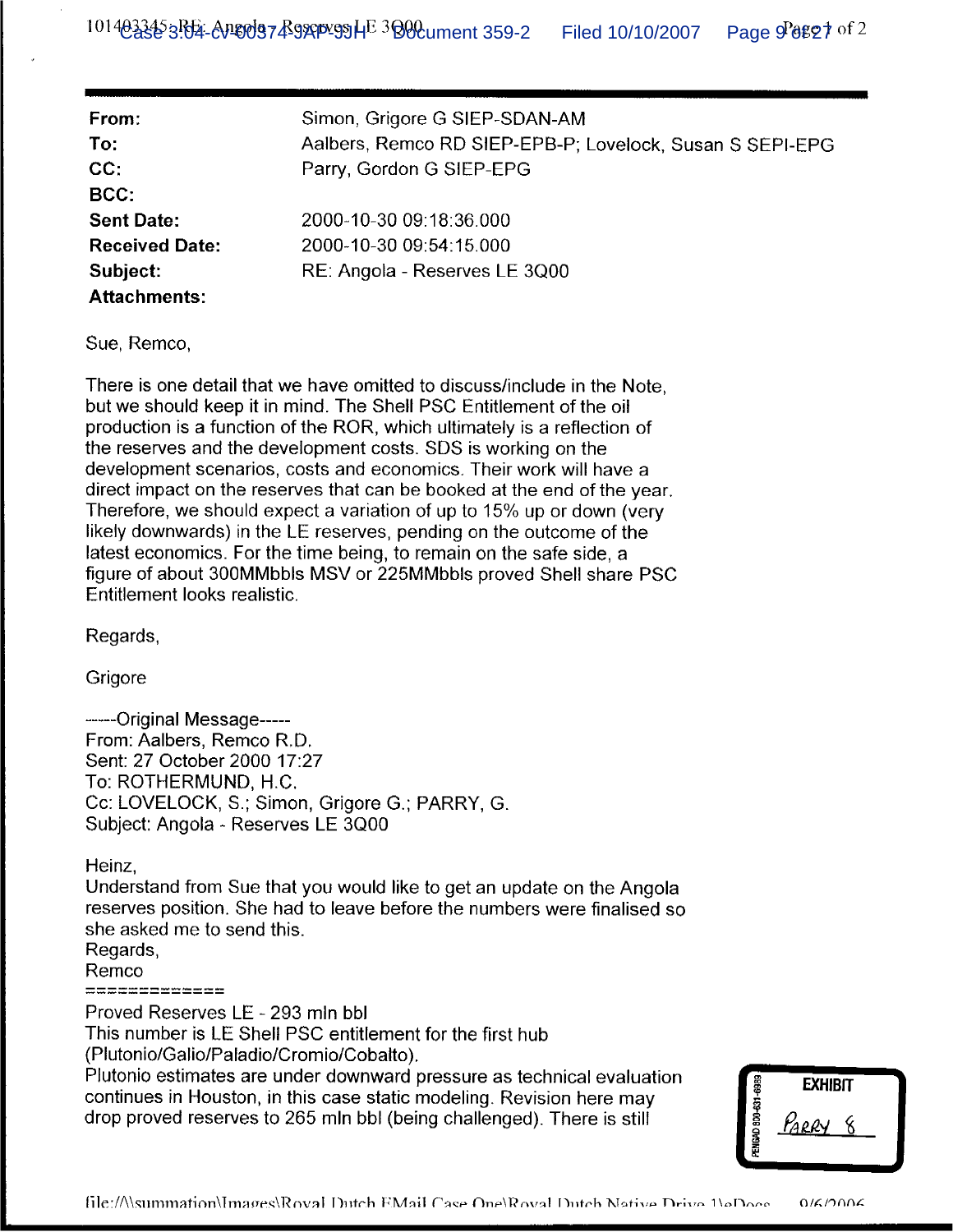| | |
|---|---|
| **From:** | Simon, Grigore G SIEP-SDAN-AM |
| **To:** | Aalbers, Remco RD SIEP-EPB-P; Lovelock, Susan S SEPI-EPG |
| **CC:** | Parry, Gordon G SIEP-EPG |
| **BCC:** | |
| **Sent Date:** | 2000-10-30 09:18:36.000 |
| **Received Date:** | 2000-10-30 09:54:15.000 |
| **Subject:** | RE: Angola - Reserves LE 3Q00 |
| **Attachments:** | |

Sue, Remco,

There is one detail that we have omitted to discuss/include in the Note, but we should keep it in mind. The Shell PSC Entitlement of the oil production is a function of the ROR, which ultimately is a reflection of the reserves and the development costs. SDS is working on the development scenarios, costs and economics. Their work will have a direct impact on the reserves that can be booked at the end of the year. Therefore, we should expect a variation of up to 15% up or down (very likely downwards) in the LE reserves, pending on the outcome of the latest economics. For the time being, to remain on the safe side, a figure of about 300MMbbls MSV or 225MMbbls proved Shell share PSC Entitlement looks realistic.

Regards,

Grigore

-----Original Message-----
From: Aalbers, Remco R.D.
Sent: 27 October 2000 17:27
To: ROTHERMUND, H.C.
Cc: LOVELOCK, S.; Simon, Grigore G.; PARRY, G.
Subject: Angola - Reserves LE 3Q00

Heinz,
Understand from Sue that you would like to get an update on the Angola reserves position. She had to leave before the numbers were finalised so she asked me to send this.
Regards,
Remco
=============
Proved Reserves LE - 293 mln bbl
This number is LE Shell PSC entitlement for the first hub (Plutonio/Galio/Paladio/Cromio/Cobalto).
Plutonio estimates are under downward pressure as technical evaluation continues in Houston, in this case static modeling. Revision here may drop proved reserves to 265 mln bbl (being challenged). There is still

EXHIBIT
PARRY 8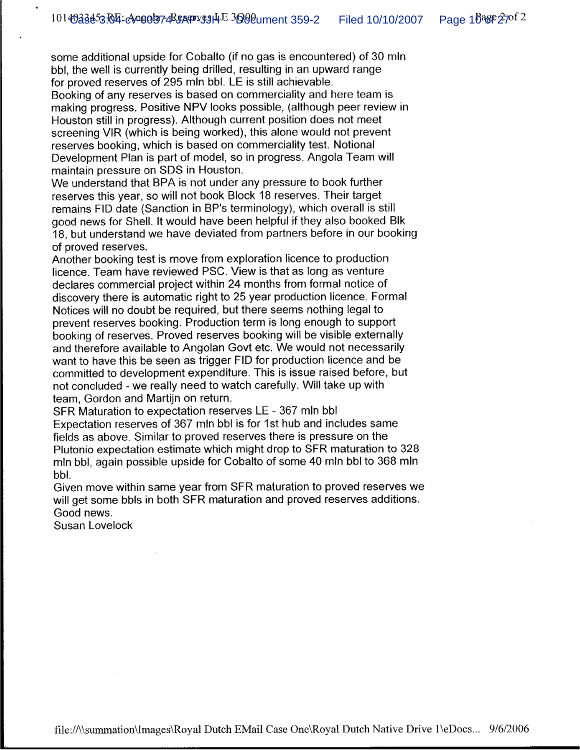some additional upside for Cobalto (if no gas is encountered) of 30 mln bbl, the well is currently being drilled, resulting in an upward range for proved reserves of 295 mln bbl. LE is still achievable.
Booking of any reserves is based on commerciality and here team is making progress. Positive NPV looks possible, (although peer review in Houston still in progress). Although current position does not meet screening VIR (which is being worked), this alone would not prevent reserves booking, which is based on commerciality test. Notional Development Plan is part of model, so in progress. Angola Team will maintain pressure on SDS in Houston.
We understand that BPA is not under any pressure to book further reserves this year, so will not book Block 18 reserves. Their target remains FID date (Sanction in BP's terminology), which overall is still good news for Shell. It would have been helpful if they also booked Blk 18, but understand we have deviated from partners before in our booking of proved reserves.
Another booking test is move from exploration licence to production licence. Team have reviewed PSC. View is that as long as venture declares commercial project within 24 months from formal notice of discovery there is automatic right to 25 year production licence. Formal Notices will no doubt be required, but there seems nothing legal to prevent reserves booking. Production term is long enough to support booking of reserves. Proved reserves booking will be visible externally and therefore available to Angolan Govt etc. We would not necessarily want to have this be seen as trigger FID for production licence and be committed to development expenditure. This is issue raised before, but not concluded - we really need to watch carefully. Will take up with team, Gordon and Martijn on return.
SFR Maturation to expectation reserves LE - 367 mln bbl
Expectation reserves of 367 mln bbl is for 1st hub and includes same fields as above. Similar to proved reserves there is pressure on the Plutonio expectation estimate which might drop to SFR maturation to 328 mln bbl, again possible upside for Cobalto of some 40 mln bbl to 368 mln bbl.
Given move within same year from SFR maturation to proved reserves we will get some bbls in both SFR maturation and proved reserves additions.
Good news.
Susan Lovelock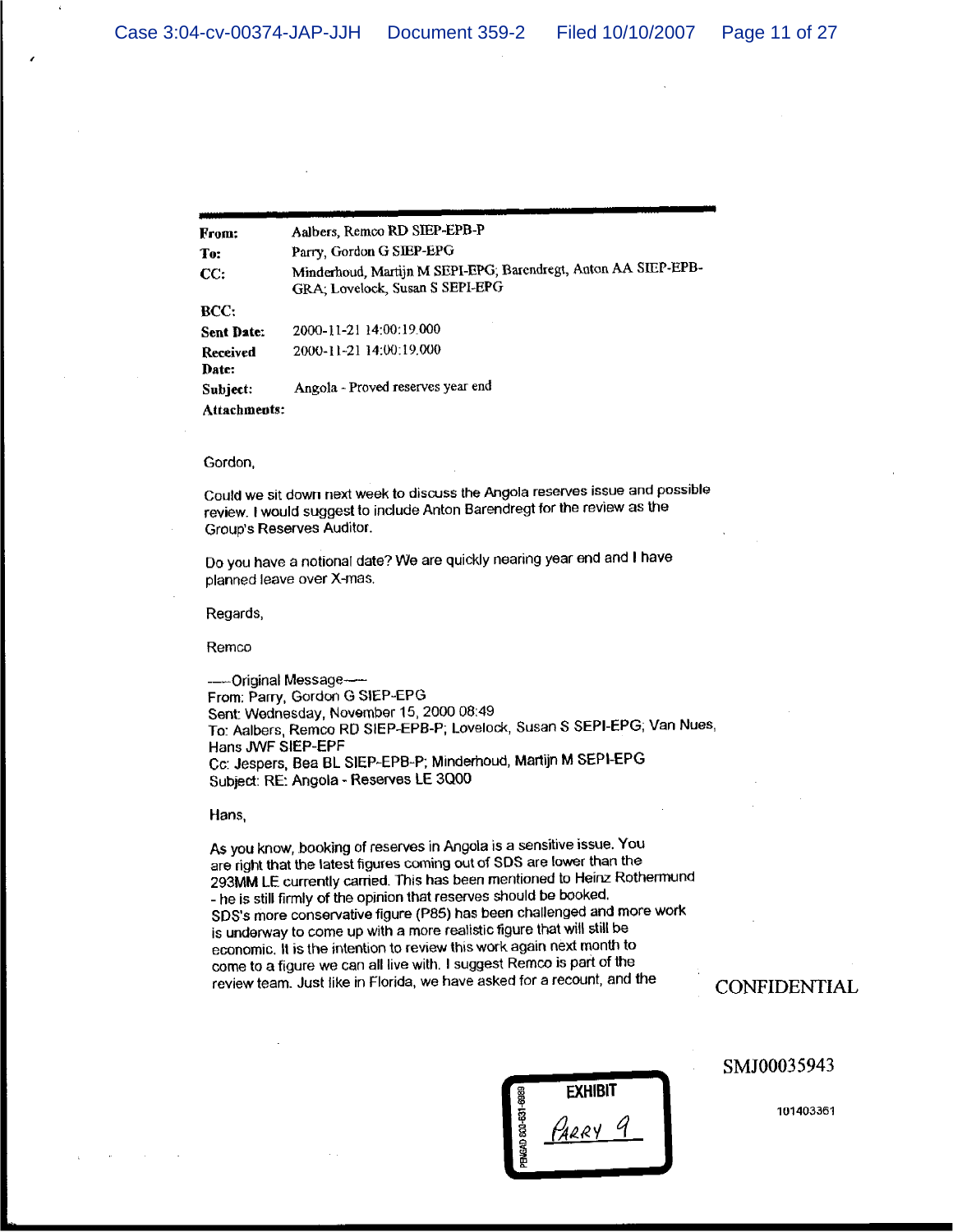| | |
|---|---|
| **From:** | Aalbers, Remco RD SIEP-EPB-P |
| **To:** | Parry, Gordon G SIEP-EPG |
| **CC:** | Minderhoud, Martijn M SEPI-EPG; Barendregt, Anton AA SIEP-EPB-GRA; Lovelock, Susan S SEPI-EPG |
| **BCC:** | |
| **Sent Date:** | 2000-11-21 14:00:19.000 |
| **Received Date:** | 2000-11-21 14:00:19.000 |
| **Subject:** | Angola - Proved reserves year end |
| **Attachments:** | |

Gordon,

Could we sit down next week to discuss the Angola reserves issue and possible review. I would suggest to include Anton Barendregt for the review as the Group's Reserves Auditor.

Do you have a notional date? We are quickly nearing year end and I have planned leave over X-mas.

Regards,

Remco

-----Original Message-----
From: Parry, Gordon G SIEP-EPG
Sent: Wednesday, November 15, 2000 08:49
To: Aalbers, Remco RD SIEP-EPB-P; Lovelock, Susan S SEPI-EPG; Van Nues, Hans JWF SIEP-EPF
Cc: Jespers, Bea BL SIEP-EPB-P; Minderhoud, Martijn M SEPI-EPG
Subject: RE: Angola - Reserves LE 3Q00

Hans,

As you know, booking of reserves in Angola is a sensitive issue. You are right that the latest figures coming out of SDS are lower than the 293MM LE currently carried. This has been mentioned to Heinz Rothermund - he is still firmly of the opinion that reserves should be booked. SDS's more conservative figure (P85) has been challenged and more work is underway to come up with a more realistic figure that will still be economic. It is the intention to review this work again next month to come to a figure we can all live with. I suggest Remco is part of the review team. Just like in Florida, we have asked for a recount, and the

CONFIDENTIAL

SMJ00035943

101403361

EXHIBIT
PARRY 9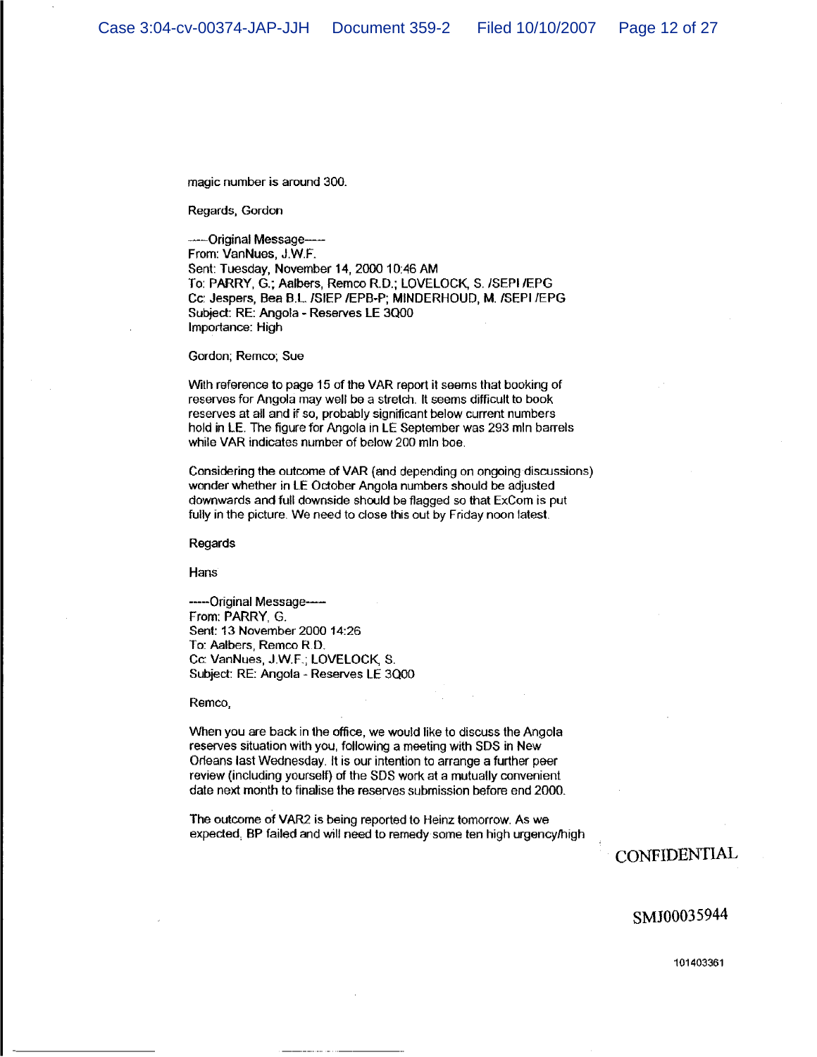magic number is around 300.

Regards, Gordon

-----Original Message-----
From: VanNues, J.W.F.
Sent: Tuesday, November 14, 2000 10:46 AM
To: PARRY, G.; Aalbers, Remco R.D.; LOVELOCK, S. /SEPI /EPG
Cc: Jespers, Bea B.L. /SIEP /EPB-P; MINDERHOUD, M. /SEPI /EPG
Subject: RE: Angola - Reserves LE 3Q00
Importance: High

Gordon; Remco; Sue

With reference to page 15 of the VAR report it seems that booking of reserves for Angola may well be a stretch. It seems difficult to book reserves at all and if so, probably significant below current numbers hold in LE. The figure for Angola in LE September was 293 mln barrels while VAR indicates number of below 200 mln boe.

Considering the outcome of VAR (and depending on ongoing discussions) wonder whether in LE October Angola numbers should be adjusted downwards and full downside should be flagged so that ExCom is put fully in the picture. We need to close this out by Friday noon latest.

Regards

Hans

-----Original Message-----
From: PARRY, G.
Sent: 13 November 2000 14:26
To: Aalbers, Remco R.D.
Cc: VanNues, J.W.F.; LOVELOCK, S.
Subject: RE: Angola - Reserves LE 3Q00

Remco,

When you are back in the office, we would like to discuss the Angola reserves situation with you, following a meeting with SDS in New Orleans last Wednesday. It is our intention to arrange a further peer review (including yourself) of the SDS work at a mutually convenient date next month to finalise the reserves submission before end 2000.

The outcome of VAR2 is being reported to Heinz tomorrow. As we expected, BP failed and will need to remedy some ten high urgency/high

CONFIDENTIAL

SMJ00035944

101403361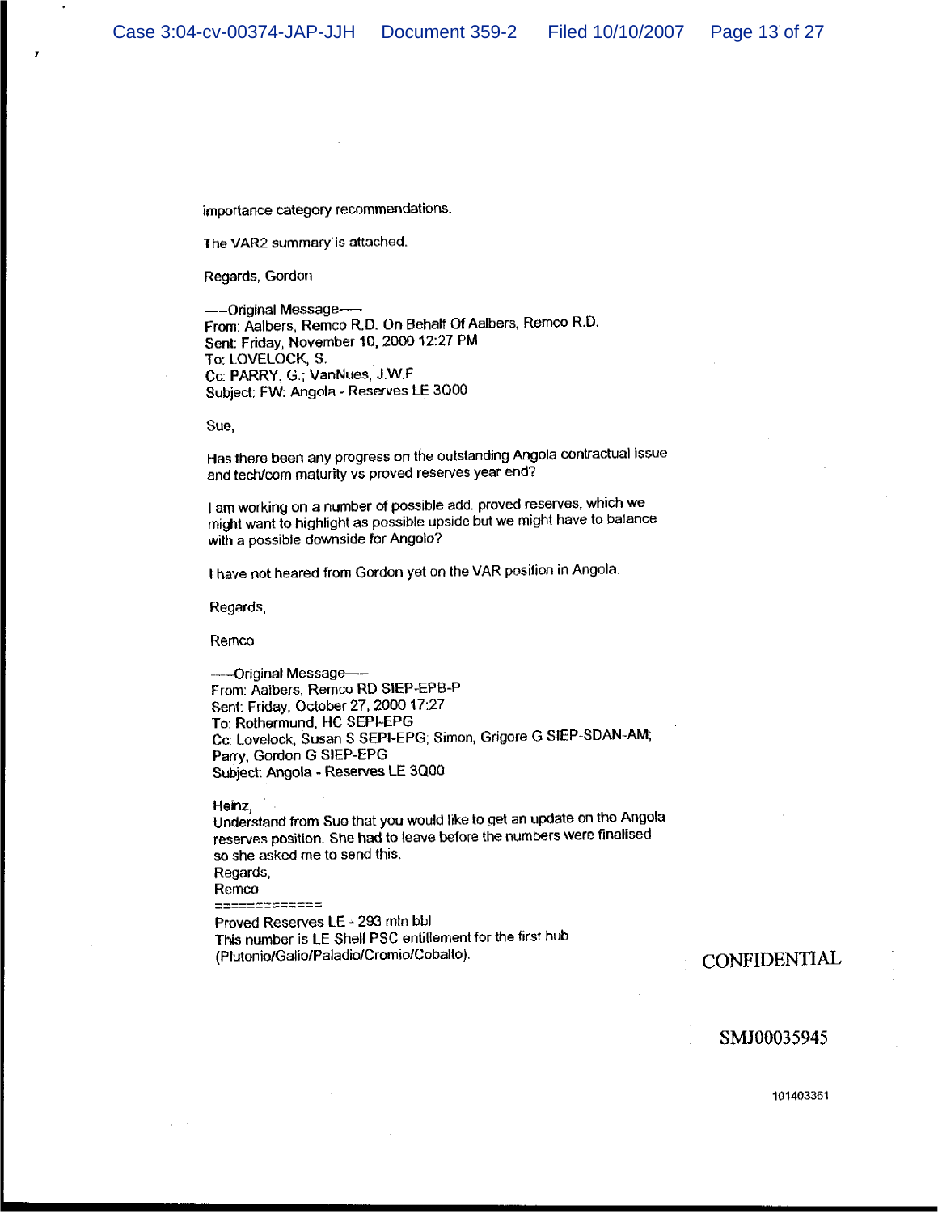importance category recommendations.

The VAR2 summary is attached.

Regards, Gordon

-----Original Message-----
From: Aalbers, Remco R.D. On Behalf Of Aalbers, Remco R.D.
Sent: Friday, November 10, 2000 12:27 PM
To: LOVELOCK, S.
Cc: PARRY, G.; VanNues, J.W.F.
Subject: FW: Angola - Reserves LE 3Q00

Sue,

Has there been any progress on the outstanding Angola contractual issue and tech/com maturity vs proved reserves year end?

I am working on a number of possible add. proved reserves, which we might want to highlight as possible upside but we might have to balance with a possible downside for Angolo?

I have not heared from Gordon yet on the VAR position in Angola.

Regards,

Remco

-----Original Message-----
From: Aalbers, Remco RD SIEP-EPB-P
Sent: Friday, October 27, 2000 17:27
To: Rothermund, HC SEPI-EPG
Cc: Lovelock, Susan S SEPI-EPG; Simon, Grigore G SIEP-SDAN-AM; Parry, Gordon G SIEP-EPG
Subject: Angola - Reserves LE 3Q00

Heinz,
Understand from Sue that you would like to get an update on the Angola reserves position. She had to leave before the numbers were finalised so she asked me to send this.
Regards,
Remco
=============
Proved Reserves LE - 293 mln bbl
This number is LE Shell PSC entitlement for the first hub (Plutonio/Galio/Paladio/Cromio/Cobalto).

CONFIDENTIAL

SMJ00035945

101403361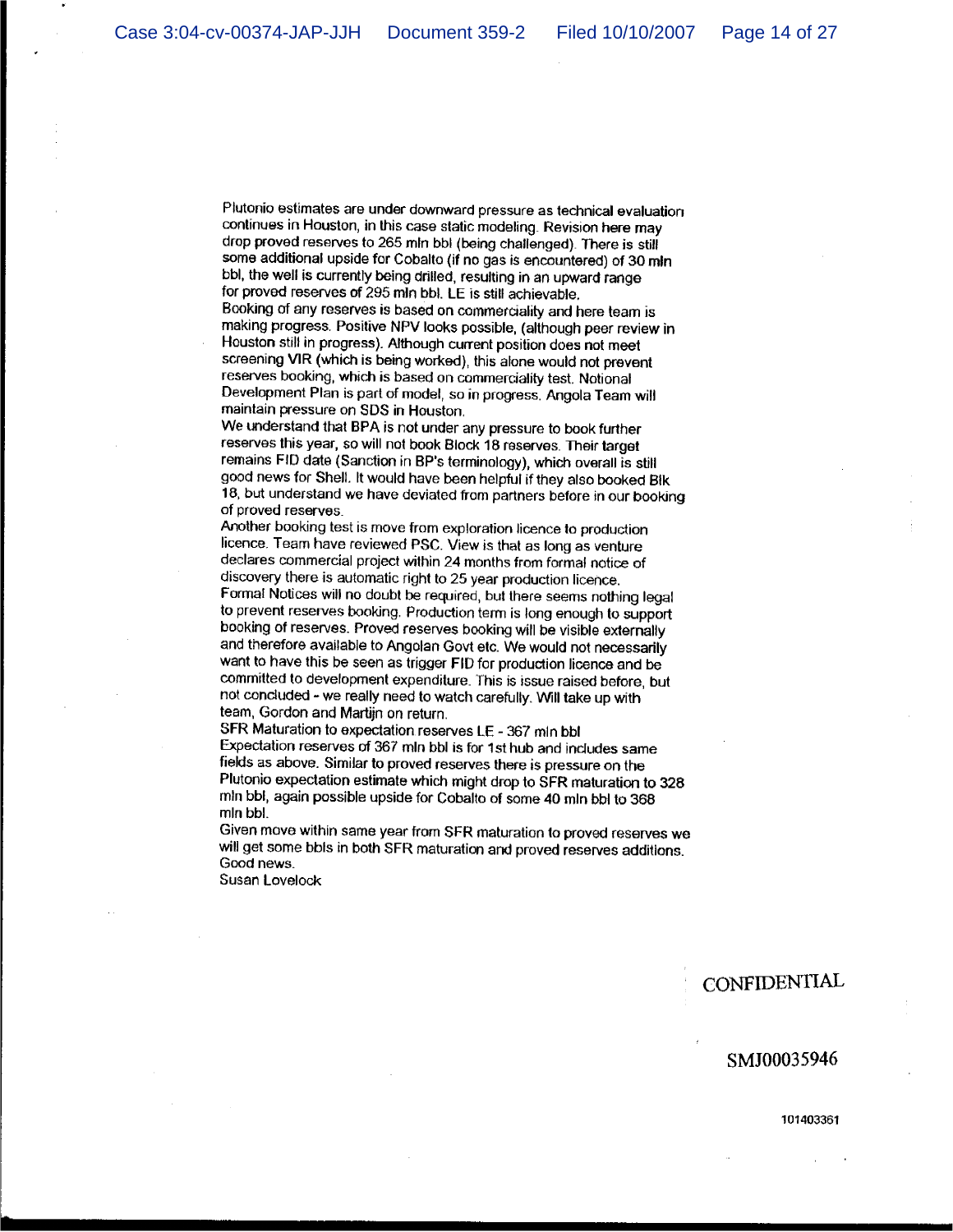Plutonio estimates are under downward pressure as technical evaluation continues in Houston, in this case static modeling. Revision here may drop proved reserves to 265 mln bbl (being challenged). There is still some additional upside for Cobalto (if no gas is encountered) of 30 mln bbl, the well is currently being drilled, resulting in an upward range for proved reserves of 295 mln bbl. LE is still achievable.
Booking of any reserves is based on commerciality and here team is making progress. Positive NPV looks possible, (although peer review in Houston still in progress). Although current position does not meet screening VIR (which is being worked), this alone would not prevent reserves booking, which is based on commerciality test. Notional Development Plan is part of model, so in progress. Angola Team will maintain pressure on SDS in Houston.
We understand that BPA is not under any pressure to book further reserves this year, so will not book Block 18 reserves. Their target remains FID date (Sanction in BP's terminology), which overall is still good news for Shell. It would have been helpful if they also booked Blk 18, but understand we have deviated from partners before in our booking of proved reserves.
Another booking test is move from exploration licence to production licence. Team have reviewed PSC. View is that as long as venture declares commercial project within 24 months from formal notice of discovery there is automatic right to 25 year production licence. Formal Notices will no doubt be required, but there seems nothing legal to prevent reserves booking. Production term is long enough to support booking of reserves. Proved reserves booking will be visible externally and therefore available to Angolan Govt etc. We would not necessarily want to have this be seen as trigger FID for production licence and be committed to development expenditure. This is issue raised before, but not concluded - we really need to watch carefully. Will take up with team, Gordon and Martijn on return.
SFR Maturation to expectation reserves LE - 367 mln bbl
Expectation reserves of 367 mln bbl is for 1st hub and includes same fields as above. Similar to proved reserves there is pressure on the Plutonio expectation estimate which might drop to SFR maturation to 328 mln bbl, again possible upside for Cobalto of some 40 mln bbl to 368 mln bbl.
Given move within same year from SFR maturation to proved reserves we will get some bbls in both SFR maturation and proved reserves additions. Good news.
Susan Lovelock

CONFIDENTIAL

SMJ00035946

101403361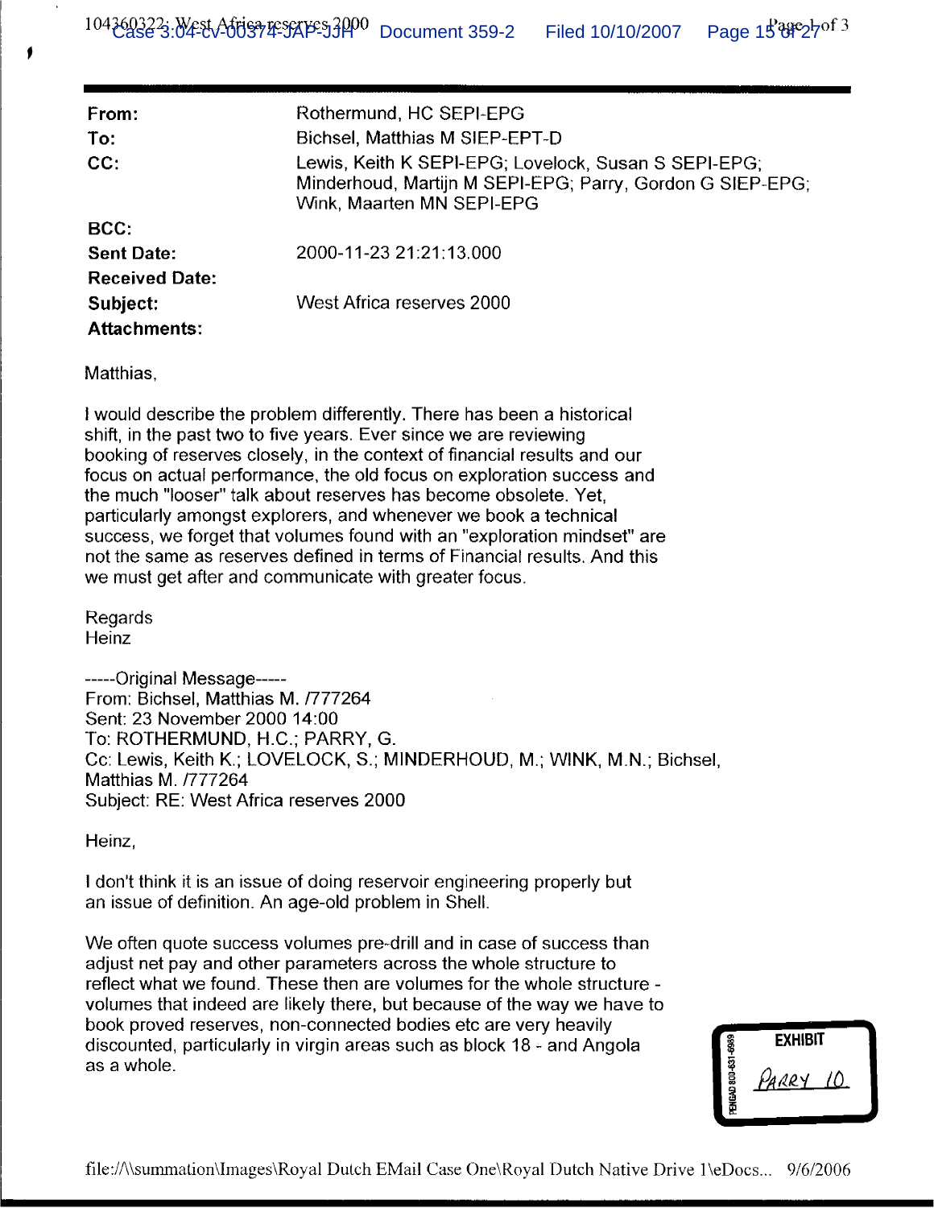| | |
|---|---|
| **From:** | Rothermund, HC SEPI-EPG |
| **To:** | Bichsel, Matthias M SIEP-EPT-D |
| **CC:** | Lewis, Keith K SEPI-EPG; Lovelock, Susan S SEPI-EPG; Minderhoud, Martijn M SEPI-EPG; Parry, Gordon G SIEP-EPG; Wink, Maarten MN SEPI-EPG |
| **BCC:** | |
| **Sent Date:** | 2000-11-23 21:21:13.000 |
| **Received Date:** | |
| **Subject:** | West Africa reserves 2000 |
| **Attachments:** | |

Matthias,

I would describe the problem differently. There has been a historical shift, in the past two to five years. Ever since we are reviewing booking of reserves closely, in the context of financial results and our focus on actual performance, the old focus on exploration success and the much "looser" talk about reserves has become obsolete. Yet, particularly amongst explorers, and whenever we book a technical success, we forget that volumes found with an "exploration mindset" are not the same as reserves defined in terms of Financial results. And this we must get after and communicate with greater focus.

Regards
Heinz

-----Original Message-----
From: Bichsel, Matthias M. /777264
Sent: 23 November 2000 14:00
To: ROTHERMUND, H.C.; PARRY, G.
Cc: Lewis, Keith K.; LOVELOCK, S.; MINDERHOUD, M.; WINK, M.N.; Bichsel, Matthias M. /777264
Subject: RE: West Africa reserves 2000

Heinz,

I don't think it is an issue of doing reservoir engineering properly but an issue of definition. An age-old problem in Shell.

We often quote success volumes pre-drill and in case of success than adjust net pay and other parameters across the whole structure to reflect what we found. These then are volumes for the whole structure - volumes that indeed are likely there, but because of the way we have to book proved reserves, non-connected bodies etc are very heavily discounted, particularly in virgin areas such as block 18 - and Angola as a whole.

EXHIBIT
PARRY 10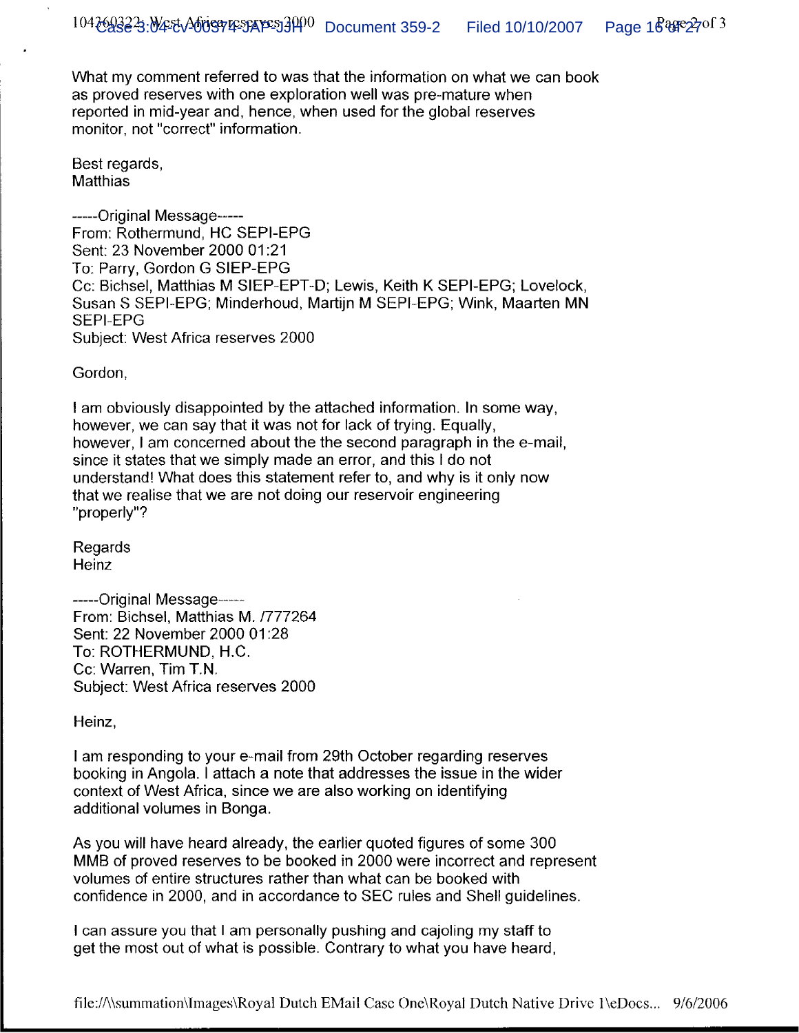What my comment referred to was that the information on what we can book as proved reserves with one exploration well was pre-mature when reported in mid-year and, hence, when used for the global reserves monitor, not "correct" information.

Best regards,
Matthias

-----Original Message-----
From: Rothermund, HC SEPI-EPG
Sent: 23 November 2000 01:21
To: Parry, Gordon G SIEP-EPG
Cc: Bichsel, Matthias M SIEP-EPT-D; Lewis, Keith K SEPI-EPG; Lovelock, Susan S SEPI-EPG; Minderhoud, Martijn M SEPI-EPG; Wink, Maarten MN SEPI-EPG
Subject: West Africa reserves 2000

Gordon,

I am obviously disappointed by the attached information. In some way, however, we can say that it was not for lack of trying. Equally, however, I am concerned about the the second paragraph in the e-mail, since it states that we simply made an error, and this I do not understand! What does this statement refer to, and why is it only now that we realise that we are not doing our reservoir engineering "properly"?

Regards
Heinz

-----Original Message-----
From: Bichsel, Matthias M. /777264
Sent: 22 November 2000 01:28
To: ROTHERMUND, H.C.
Cc: Warren, Tim T.N.
Subject: West Africa reserves 2000

Heinz,

I am responding to your e-mail from 29th October regarding reserves booking in Angola. I attach a note that addresses the issue in the wider context of West Africa, since we are also working on identifying additional volumes in Bonga.

As you will have heard already, the earlier quoted figures of some 300 MMB of proved reserves to be booked in 2000 were incorrect and represent volumes of entire structures rather than what can be booked with confidence in 2000, and in accordance to SEC rules and Shell guidelines.

I can assure you that I am personally pushing and cajoling my staff to get the most out of what is possible. Contrary to what you have heard,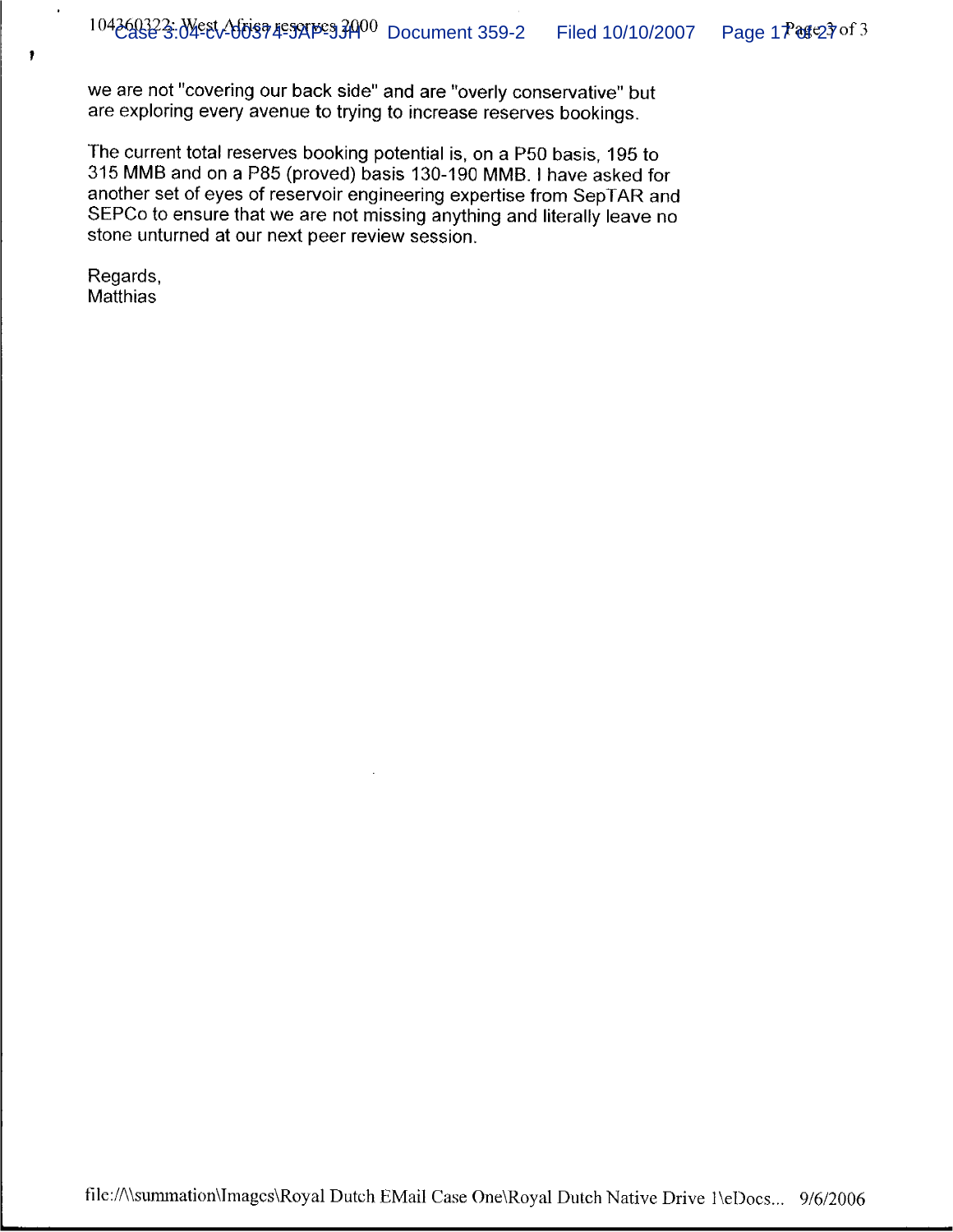we are not "covering our back side" and are "overly conservative" but are exploring every avenue to trying to increase reserves bookings.

The current total reserves booking potential is, on a P50 basis, 195 to 315 MMB and on a P85 (proved) basis 130-190 MMB. I have asked for another set of eyes of reservoir engineering expertise from SepTAR and SEPCo to ensure that we are not missing anything and literally leave no stone unturned at our next peer review session.

Regards,
Matthias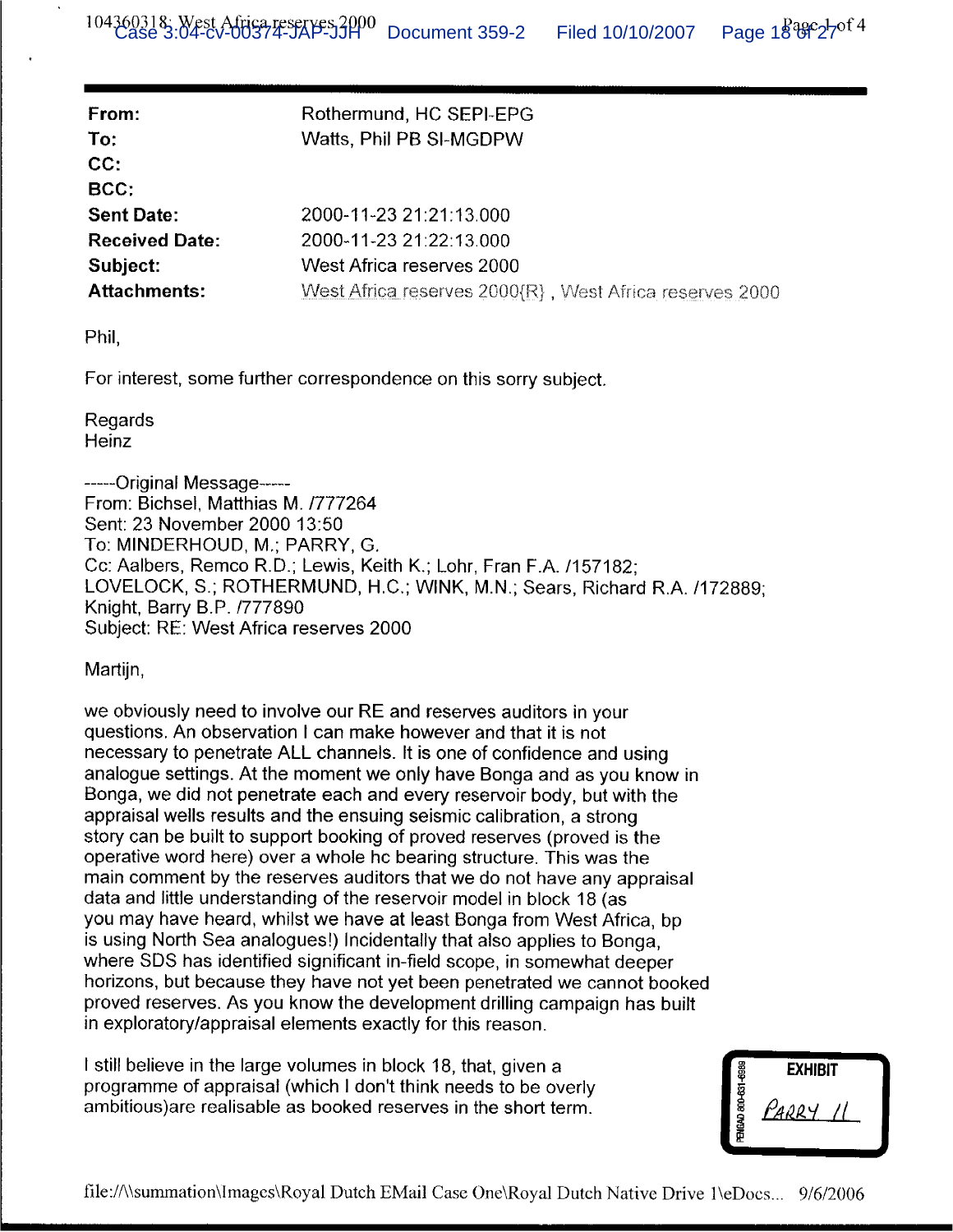| | |
|---|---|
| **From:** | Rothermund, HC SEPI-EPG |
| **To:** | Watts, Phil PB SI-MGDPW |
| **CC:** | |
| **BCC:** | |
| **Sent Date:** | 2000-11-23 21:21:13.000 |
| **Received Date:** | 2000-11-23 21:22:13.000 |
| **Subject:** | West Africa reserves 2000 |
| **Attachments:** | West Africa reserves 2000{R} , West Africa reserves 2000 |

Phil,

For interest, some further correspondence on this sorry subject.

Regards
Heinz

-----Original Message-----
From: Bichsel, Matthias M. /777264
Sent: 23 November 2000 13:50
To: MINDERHOUD, M.; PARRY, G.
Cc: Aalbers, Remco R.D.; Lewis, Keith K.; Lohr, Fran F.A. /157182; LOVELOCK, S.; ROTHERMUND, H.C.; WINK, M.N.; Sears, Richard R.A. /172889; Knight, Barry B.P. /777890
Subject: RE: West Africa reserves 2000

Martijn,

we obviously need to involve our RE and reserves auditors in your questions. An observation I can make however and that it is not necessary to penetrate ALL channels. It is one of confidence and using analogue settings. At the moment we only have Bonga and as you know in Bonga, we did not penetrate each and every reservoir body, but with the appraisal wells results and the ensuing seismic calibration, a strong story can be built to support booking of proved reserves (proved is the operative word here) over a whole hc bearing structure. This was the main comment by the reserves auditors that we do not have any appraisal data and little understanding of the reservoir model in block 18 (as you may have heard, whilst we have at least Bonga from West Africa, bp is using North Sea analogues!) Incidentally that also applies to Bonga, where SDS has identified significant in-field scope, in somewhat deeper horizons, but because they have not yet been penetrated we cannot booked proved reserves. As you know the development drilling campaign has built in exploratory/appraisal elements exactly for this reason.

I still believe in the large volumes in block 18, that, given a programme of appraisal (which I don't think needs to be overly ambitious)are realisable as booked reserves in the short term.

EXHIBIT
PARRY 11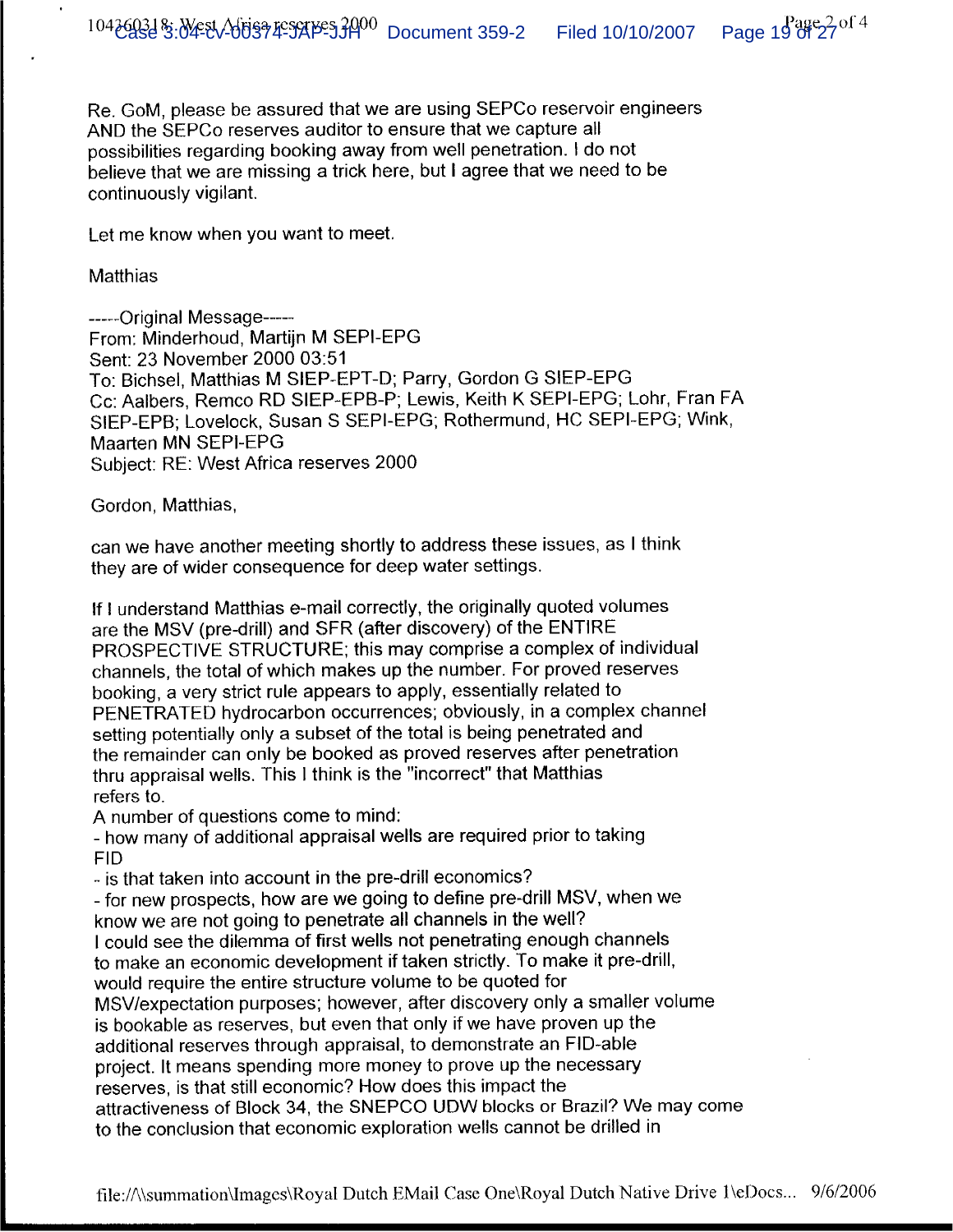Re. GoM, please be assured that we are using SEPCo reservoir engineers AND the SEPCo reserves auditor to ensure that we capture all possibilities regarding booking away from well penetration. I do not believe that we are missing a trick here, but I agree that we need to be continuously vigilant.

Let me know when you want to meet.

Matthias

-----Original Message-----
From: Minderhoud, Martijn M SEPI-EPG
Sent: 23 November 2000 03:51
To: Bichsel, Matthias M SIEP-EPT-D; Parry, Gordon G SIEP-EPG
Cc: Aalbers, Remco RD SIEP-EPB-P; Lewis, Keith K SEPI-EPG; Lohr, Fran FA SIEP-EPB; Lovelock, Susan S SEPI-EPG; Rothermund, HC SEPI-EPG; Wink, Maarten MN SEPI-EPG
Subject: RE: West Africa reserves 2000

Gordon, Matthias,

can we have another meeting shortly to address these issues, as I think they are of wider consequence for deep water settings.

If I understand Matthias e-mail correctly, the originally quoted volumes are the MSV (pre-drill) and SFR (after discovery) of the ENTIRE PROSPECTIVE STRUCTURE; this may comprise a complex of individual channels, the total of which makes up the number. For proved reserves booking, a very strict rule appears to apply, essentially related to PENETRATED hydrocarbon occurrences; obviously, in a complex channel setting potentially only a subset of the total is being penetrated and the remainder can only be booked as proved reserves after penetration thru appraisal wells. This I think is the "incorrect" that Matthias refers to.
A number of questions come to mind:
- how many of additional appraisal wells are required prior to taking FID
- is that taken into account in the pre-drill economics?
- for new prospects, how are we going to define pre-drill MSV, when we know we are not going to penetrate all channels in the well?
I could see the dilemma of first wells not penetrating enough channels to make an economic development if taken strictly. To make it pre-drill, would require the entire structure volume to be quoted for MSV/expectation purposes; however, after discovery only a smaller volume is bookable as reserves, but even that only if we have proven up the additional reserves through appraisal, to demonstrate an FID-able project. It means spending more money to prove up the necessary reserves, is that still economic? How does this impact the attractiveness of Block 34, the SNEPCO UDW blocks or Brazil? We may come to the conclusion that economic exploration wells cannot be drilled in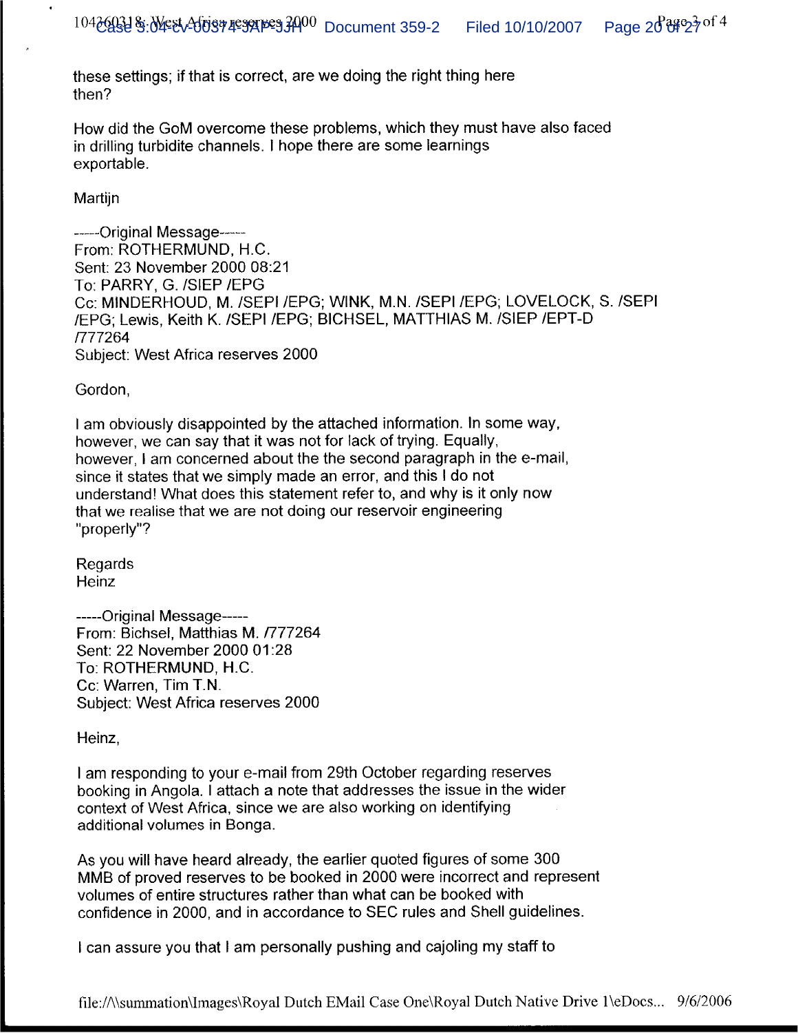these settings; if that is correct, are we doing the right thing here then?

How did the GoM overcome these problems, which they must have also faced in drilling turbidite channels. I hope there are some learnings exportable.

Martijn

-----Original Message-----
From: ROTHERMUND, H.C.
Sent: 23 November 2000 08:21
To: PARRY, G. /SIEP /EPG
Cc: MINDERHOUD, M. /SEPI /EPG; WINK, M.N. /SEPI /EPG; LOVELOCK, S. /SEPI /EPG; Lewis, Keith K. /SEPI /EPG; BICHSEL, MATTHIAS M. /SIEP /EPT-D /777264
Subject: West Africa reserves 2000

Gordon,

I am obviously disappointed by the attached information. In some way, however, we can say that it was not for lack of trying. Equally, however, I am concerned about the the second paragraph in the e-mail, since it states that we simply made an error, and this I do not understand! What does this statement refer to, and why is it only now that we realise that we are not doing our reservoir engineering "properly"?

Regards
Heinz

-----Original Message-----
From: Bichsel, Matthias M. /777264
Sent: 22 November 2000 01:28
To: ROTHERMUND, H.C.
Cc: Warren, Tim T.N.
Subject: West Africa reserves 2000

Heinz,

I am responding to your e-mail from 29th October regarding reserves booking in Angola. I attach a note that addresses the issue in the wider context of West Africa, since we are also working on identifying additional volumes in Bonga.

As you will have heard already, the earlier quoted figures of some 300 MMB of proved reserves to be booked in 2000 were incorrect and represent volumes of entire structures rather than what can be booked with confidence in 2000, and in accordance to SEC rules and Shell guidelines.

I can assure you that I am personally pushing and cajoling my staff to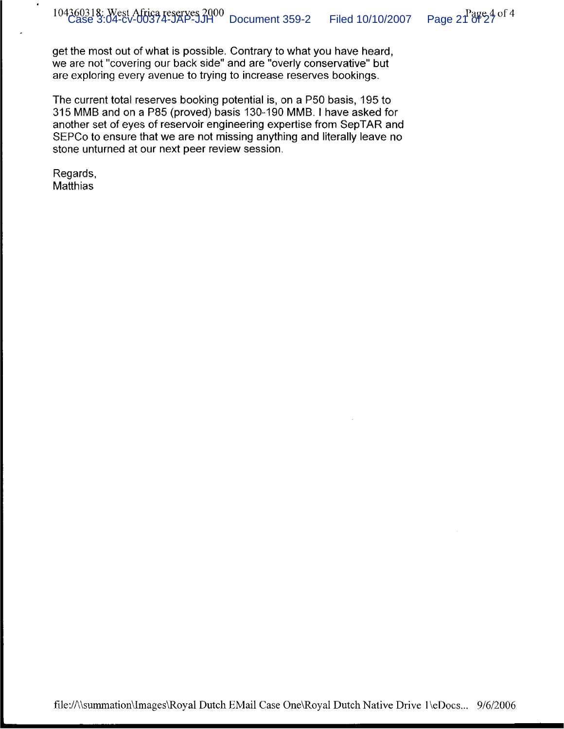get the most out of what is possible. Contrary to what you have heard, we are not "covering our back side" and are "overly conservative" but are exploring every avenue to trying to increase reserves bookings.

The current total reserves booking potential is, on a P50 basis, 195 to 315 MMB and on a P85 (proved) basis 130-190 MMB. I have asked for another set of eyes of reservoir engineering expertise from SepTAR and SEPCo to ensure that we are not missing anything and literally leave no stone unturned at our next peer review session.

Regards,
Matthias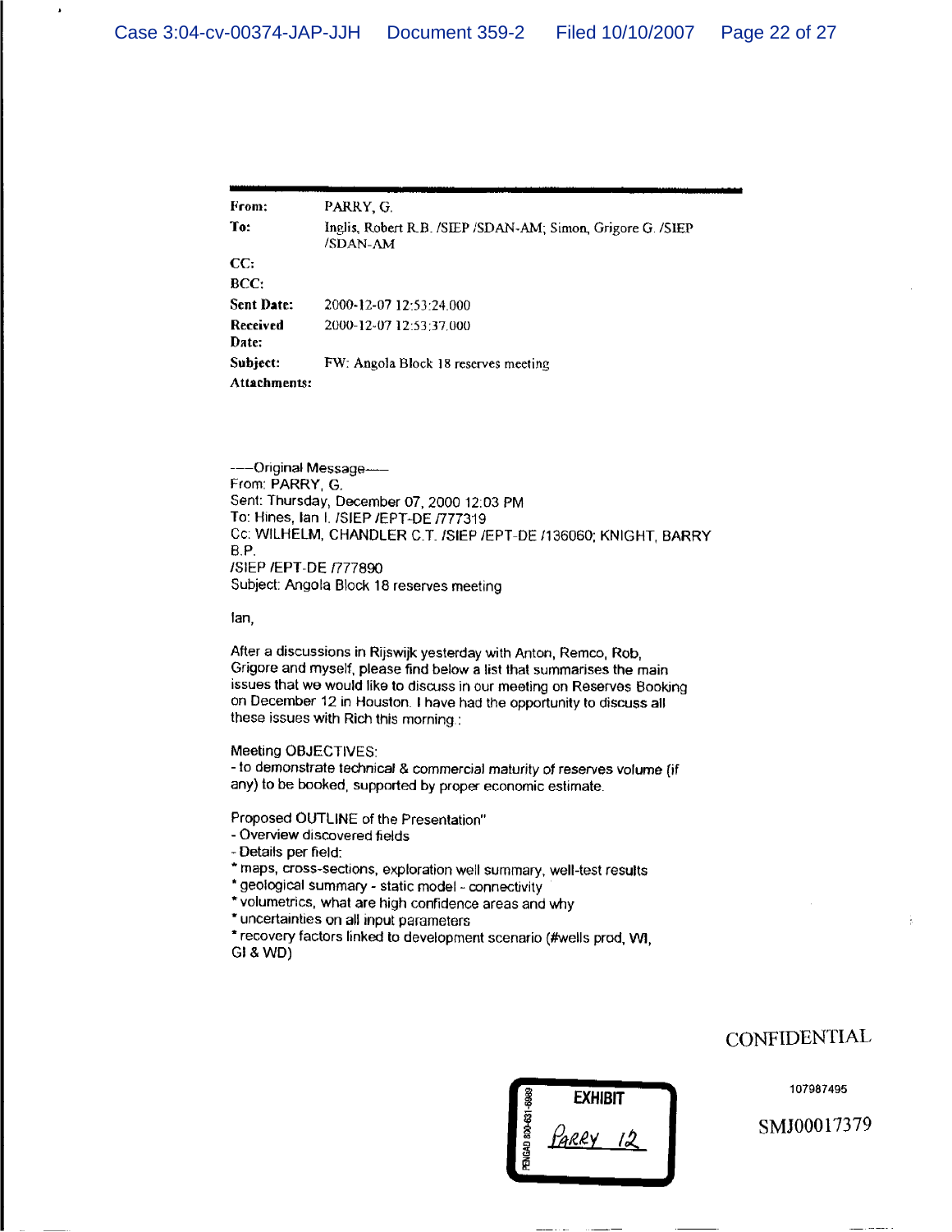| | |
|---|---|
| **From:** | PARRY, G. |
| **To:** | Inglis, Robert R.B. /SIEP /SDAN-AM; Simon, Grigore G. /SIEP /SDAN-AM |
| **CC:** | |
| **BCC:** | |
| **Sent Date:** | 2000-12-07 12:53:24.000 |
| **Received Date:** | 2000-12-07 12:53:37.000 |
| **Subject:** | FW: Angola Block 18 reserves meeting |
| **Attachments:** | |

-----Original Message-----
From: PARRY, G.
Sent: Thursday, December 07, 2000 12:03 PM
To: Hines, Ian I. /SIEP /EPT-DE /777319
Cc: WILHELM, CHANDLER C.T. /SIEP /EPT-DE /136060; KNIGHT, BARRY B.P.
/SIEP /EPT-DE /777890
Subject: Angola Block 18 reserves meeting

Ian,

After a discussions in Rijswijk yesterday with Anton, Remco, Rob, Grigore and myself, please find below a list that summarises the main issues that we would like to discuss in our meeting on Reserves Booking on December 12 in Houston. I have had the opportunity to discuss all these issues with Rich this morning.:

Meeting OBJECTIVES:
- to demonstrate technical & commercial maturity of reserves volume (if any) to be booked, supported by proper economic estimate.

Proposed OUTLINE of the Presentation"
- Overview discovered fields
- Details per field:
* maps, cross-sections, exploration well summary, well-test results
* geological summary - static model - connectivity
* volumetrics, what are high confidence areas and why
* uncertainties on all input parameters
* recovery factors linked to development scenario (#wells prod, WI, GI & WD)

CONFIDENTIAL

EXHIBIT
PARRY 12

107987495

SMJ00017379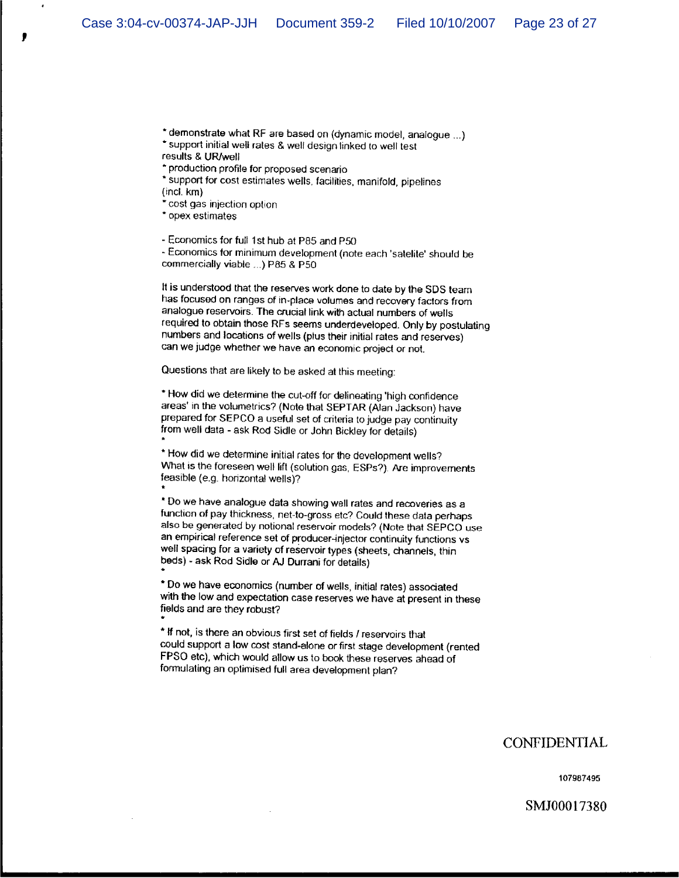* demonstrate what RF are based on (dynamic model, analogue ...)
* support initial well rates & well design linked to well test results & UR/well
* production profile for proposed scenario
* support for cost estimates wells, facilities, manifold, pipelines (incl. km)
* cost gas injection option
* opex estimates

- Economics for full 1st hub at P85 and P50
- Economics for minimum development (note each 'satelite' should be commercially viable ...) P85 & P50

It is understood that the reserves work done to date by the SDS team has focused on ranges of in-place volumes and recovery factors from analogue reservoirs. The crucial link with actual numbers of wells required to obtain those RFs seems underdeveloped. Only by postulating numbers and locations of wells (plus their initial rates and reserves) can we judge whether we have an economic project or not.

Questions that are likely to be asked at this meeting:

* How did we determine the cut-off for delineating 'high confidence areas' in the volumetrics? (Note that SEPTAR (Alan Jackson) have prepared for SEPCO a useful set of criteria to judge pay continuity from well data - ask Rod Sidle or John Bickley for details)
*

* How did we determine initial rates for the development wells? What is the foreseen well lift (solution gas, ESPs?). Are improvements feasible (e.g. horizontal wells)?
*

* Do we have analogue data showing well rates and recoveries as a function of pay thickness, net-to-gross etc? Could these data perhaps also be generated by notional reservoir models? (Note that SEPCO use an empirical reference set of producer-injector continuity functions vs well spacing for a variety of reservoir types (sheets, channels, thin beds) - ask Rod Sidle or AJ Durrani for details)
*

* Do we have economics (number of wells, initial rates) associated with the low and expectation case reserves we have at present in these fields and are they robust?
*

* If not, is there an obvious first set of fields / reservoirs that could support a low cost stand-alone or first stage development (rented FPSO etc), which would allow us to book these reserves ahead of formulating an optimised full area development plan?

CONFIDENTIAL

107987495

SMJ00017380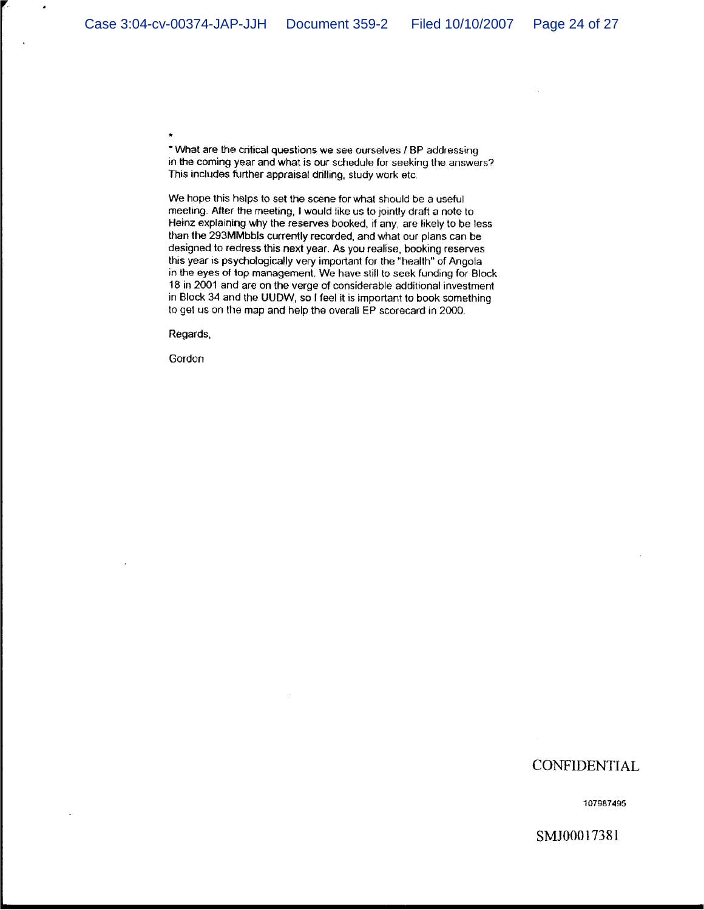*

* What are the critical questions we see ourselves / BP addressing in the coming year and what is our schedule for seeking the answers? This includes further appraisal drilling, study work etc.

We hope this helps to set the scene for what should be a useful meeting. After the meeting, I would like us to jointly draft a note to Heinz explaining why the reserves booked, if any, are likely to be less than the 293MMbbls currently recorded, and what our plans can be designed to redress this next year. As you realise, booking reserves this year is psychologically very important for the "health" of Angola in the eyes of top management. We have still to seek funding for Block 18 in 2001 and are on the verge of considerable additional investment in Block 34 and the UUDW, so I feel it is important to book something to get us on the map and help the overall EP scorecard in 2000.

Regards,

Gordon

CONFIDENTIAL

107987495

SMJ00017381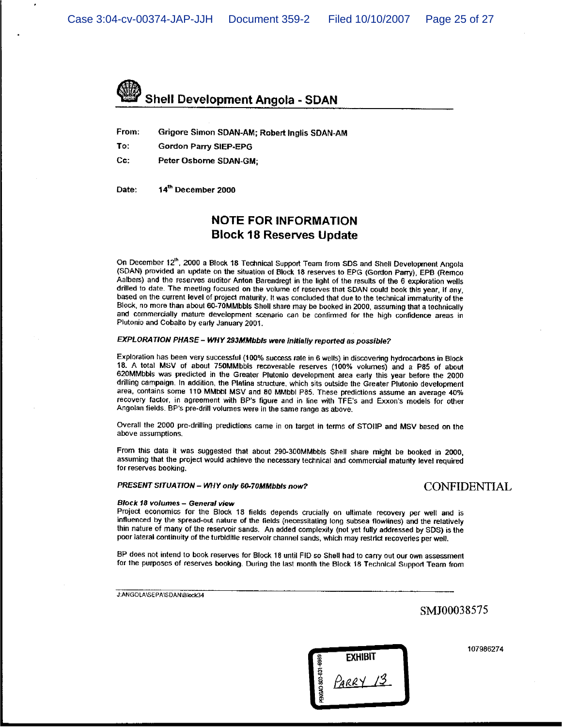# Shell Development Angola - SDAN

From: Grigore Simon SDAN-AM; Robert Inglis SDAN-AM

To: Gordon Parry SIEP-EPG

Cc: Peter Osborne SDAN-GM;

Date: 14th December 2000

## NOTE FOR INFORMATION
## Block 18 Reserves Update

On December 12th, 2000 a Block 18 Technical Support Team from SDS and Shell Development Angola (SDAN) provided an update on the situation of Block 18 reserves to EPG (Gordon Parry), EPB (Remco Aalbers) and the reserves auditor Anton Barendregt in the light of the results of the 6 exploration wells drilled to date. The meeting focused on the volume of reserves that SDAN could book this year, if any, based on the current level of project maturity. It was concluded that due to the technical immaturity of the Block, no more than about 60-70MMbbls Shell share may be booked in 2000, assuming that a technically and commercially mature development scenario can be confirmed for the high confidence areas in Plutonio and Cobalto by early January 2001.

***EXPLORATION PHASE – WHY 293MMbbls were initially reported as possible?***

Exploration has been very successful (100% success rate in 6 wells) in discovering hydrocarbons in Block 18. A total MSV of about 750MMbbls recoverable reserves (100% volumes) and a P85 of about 620MMbbls was predicted in the Greater Plutonio development area early this year before the 2000 drilling campaign. In addition, the Platina structure, which sits outside the Greater Plutonio development area, contains some 110 MMbbl MSV and 80 MMbbl P85. These predictions assume an average 40% recovery factor, in agreement with BP's figure and in line with TFE's and Exxon's models for other Angolan fields. BP's pre-drill volumes were in the same range as above.

Overall the 2000 pre-drilling predictions came in on target in terms of STOIIP and MSV based on the above assumptions.

From this data it was suggested that about 290-300MMbbls Shell share might be booked in 2000, assuming that the project would achieve the necessary technical and commercial maturity level required for reserves booking.

***PRESENT SITUATION – WHY only 60-70MMbbls now?***

CONFIDENTIAL

***Block 18 volumes – General view***

Project economics for the Block 18 fields depends crucially on ultimate recovery per well and is influenced by the spread-out nature of the fields (necessitating long subsea flowlines) and the relatively thin nature of many of the reservoir sands. An added complexity (not yet fully addressed by SDS) is the poor lateral continuity of the turbiditic reservoir channel sands, which may restrict recoveries per well.

BP does not intend to book reserves for Block 18 until FID so Shell had to carry out our own assessment for the purposes of reserves booking. During the last month the Block 18 Technical Support Team from

J:ANGOLA\SEPA\SDAN\Block34

SMJ00038575

107986274

EXHIBIT
PARRY 13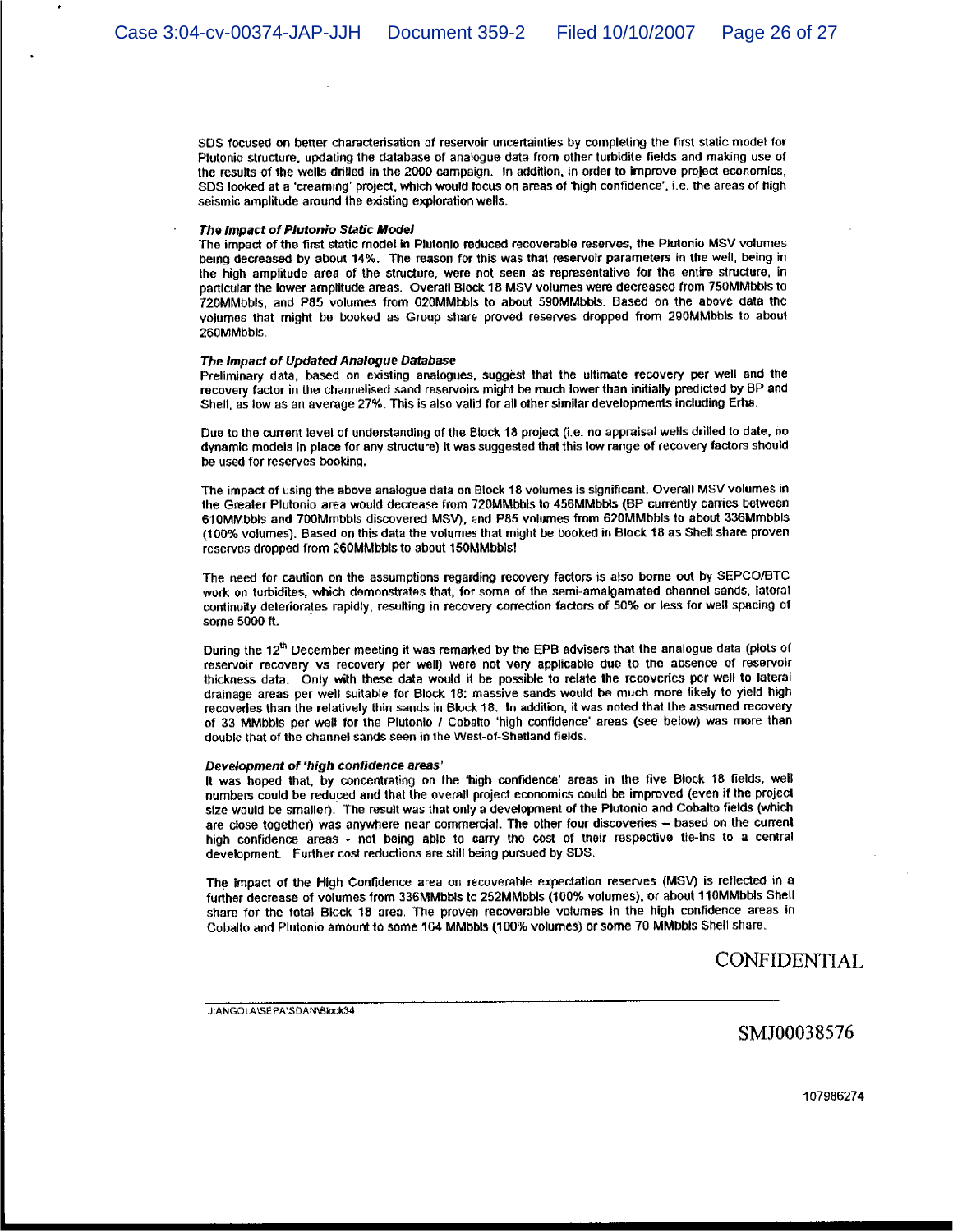SDS focused on better characterisation of reservoir uncertainties by completing the first static model for Plutonio structure, updating the database of analogue data from other turbidite fields and making use of the results of the wells drilled in the 2000 campaign. In addition, in order to improve project economics, SDS looked at a 'creaming' project, which would focus on areas of 'high confidence', i.e. the areas of high seismic amplitude around the existing exploration wells.

***The Impact of Plutonio Static Model***

The impact of the first static model in Plutonio reduced recoverable reserves, the Plutonio MSV volumes being decreased by about 14%. The reason for this was that reservoir parameters in the well, being in the high amplitude area of the structure, were not seen as representative for the entire structure, in particular the lower amplitude areas. Overall Block 18 MSV volumes were decreased from 750MMbbls to 720MMbbls, and P85 volumes from 620MMbbls to about 590MMbbls. Based on the above data the volumes that might be booked as Group share proved reserves dropped from 290MMbbls to about 260MMbbls.

***The Impact of Updated Analogue Database***

Preliminary data, based on existing analogues, suggest that the ultimate recovery per well and the recovery factor in the channelised sand reservoirs might be much lower than initially predicted by BP and Shell, as low as an average 27%. This is also valid for all other similar developments including Erha.

Due to the current level of understanding of the Block 18 project (i.e. no appraisal wells drilled to date, no dynamic models in place for any structure) it was suggested that this low range of recovery factors should be used for reserves booking.

The impact of using the above analogue data on Block 18 volumes is significant. Overall MSV volumes in the Greater Plutonio area would decrease from 720MMbbls to 456MMbbls (BP currently carries between 610MMbbls and 700Mmbbls discovered MSV), and P85 volumes from 620MMbbls to about 336Mmbbls (100% volumes). Based on this data the volumes that might be booked in Block 18 as Shell share proven reserves dropped from 260MMbbls to about 150MMbbls!

The need for caution on the assumptions regarding recovery factors is also borne out by SEPCO/BTC work on turbidites, which demonstrates that, for some of the semi-amalgamated channel sands, lateral continuity deteriorates rapidly, resulting in recovery correction factors of 50% or less for well spacing of some 5000 ft.

During the 12th December meeting it was remarked by the EPB advisers that the analogue data (plots of reservoir recovery vs recovery per well) were not very applicable due to the absence of reservoir thickness data. Only with these data would it be possible to relate the recoveries per well to lateral drainage areas per well suitable for Block 18: massive sands would be much more likely to yield high recoveries than the relatively thin sands in Block 18. In addition, it was noted that the assumed recovery of 33 MMbbls per well for the Plutonio / Cobalto 'high confidence' areas (see below) was more than double that of the channel sands seen in the West-of-Shetland fields.

***Development of 'high confidence areas'***

It was hoped that, by concentrating on the 'high confidence' areas in the five Block 18 fields, well numbers could be reduced and that the overall project economics could be improved (even if the project size would be smaller). The result was that only a development of the Plutonio and Cobalto fields (which are close together) was anywhere near commercial. The other four discoveries – based on the current high confidence areas - not being able to carry the cost of their respective tie-ins to a central development. Further cost reductions are still being pursued by SDS.

The impact of the High Confidence area on recoverable expectation reserves (MSV) is reflected in a further decrease of volumes from 336MMbbls to 252MMbbls (100% volumes), or about 110MMbbls Shell share for the total Block 18 area. The proven recoverable volumes in the high confidence areas in Cobalto and Plutonio amount to some 164 MMbbls (100% volumes) or some 70 MMbbls Shell share.

CONFIDENTIAL

J:ANGOLA\SEPA\SDAN\Block34

SMJ00038576

107986274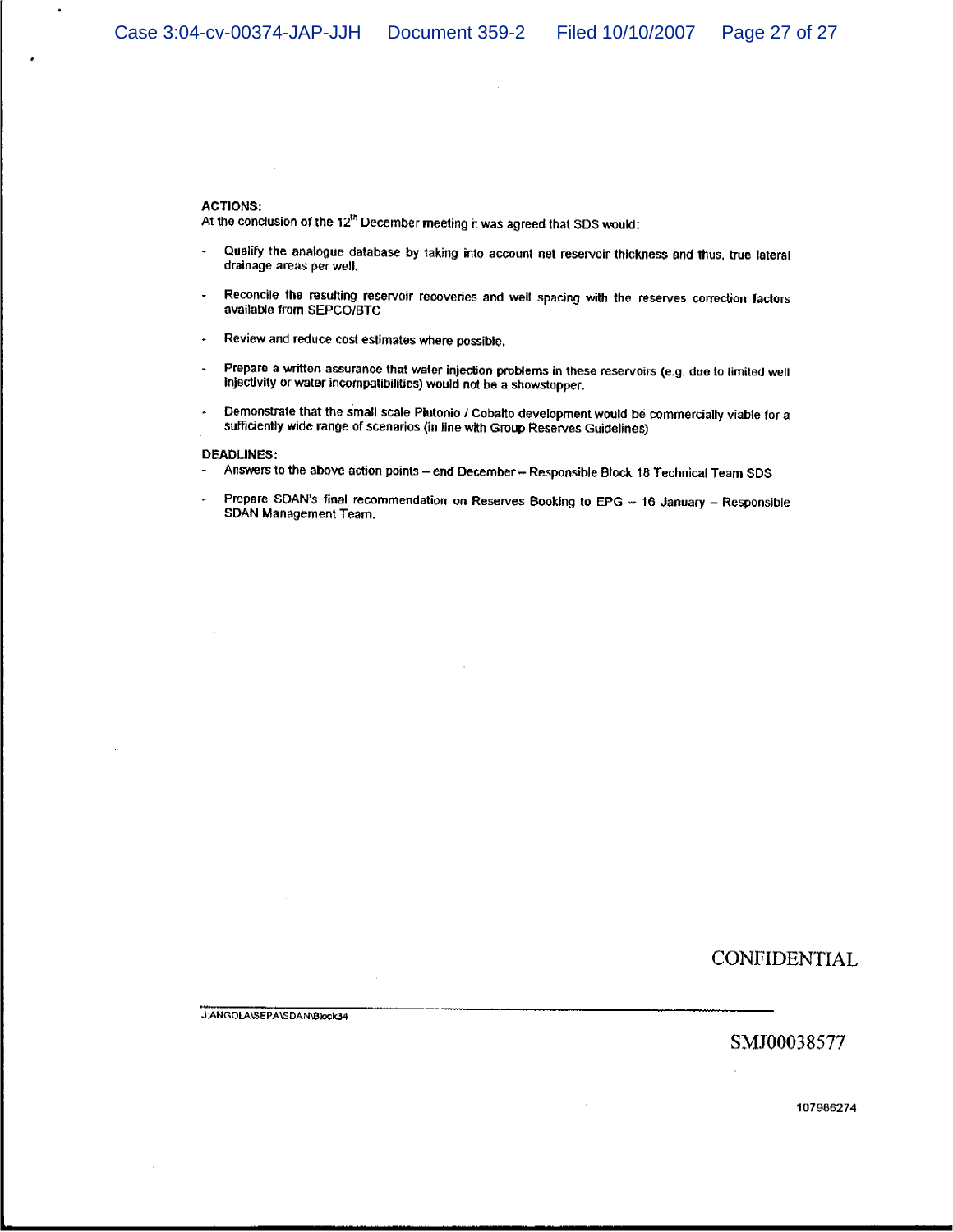**ACTIONS:**

At the conclusion of the 12th December meeting it was agreed that SDS would:

- Qualify the analogue database by taking into account net reservoir thickness and thus, true lateral drainage areas per well.
- Reconcile the resulting reservoir recoveries and well spacing with the reserves correction factors available from SEPCO/BTC
- Review and reduce cost estimates where possible.
- Prepare a written assurance that water injection problems in these reservoirs (e.g. due to limited well injectivity or water incompatibilities) would not be a showstopper.
- Demonstrate that the small scale Plutonio / Cobalto development would be commercially viable for a sufficiently wide range of scenarios (in line with Group Reserves Guidelines)

**DEADLINES:**

- Answers to the above action points – end December – Responsible Block 18 Technical Team SDS
- Prepare SDAN's final recommendation on Reserves Booking to EPG – 16 January – Responsible SDAN Management Team.

CONFIDENTIAL

J:ANGOLA\SEPA\SDAN\Block34

SMJ00038577

107986274